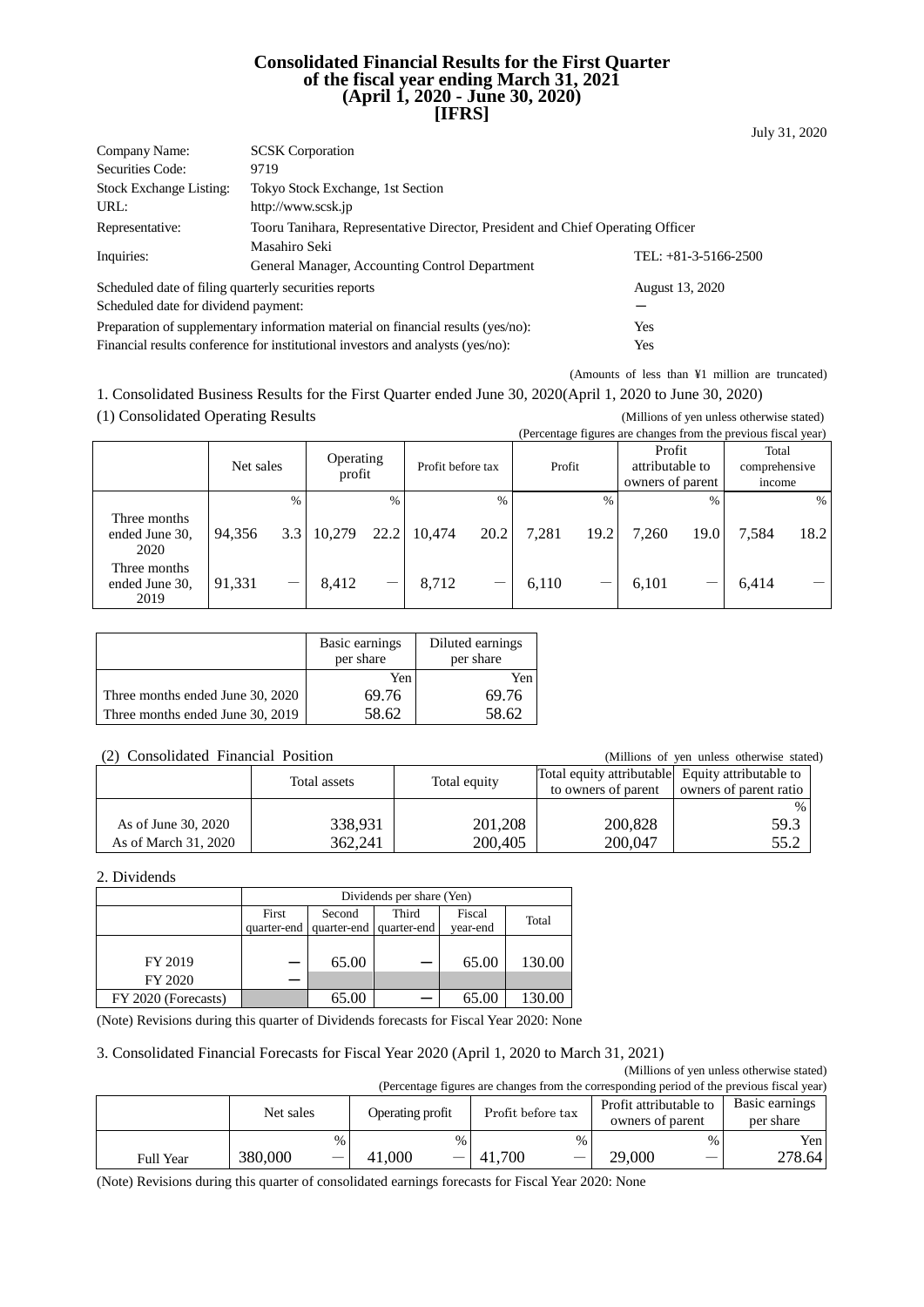# Consolidated Financial Results for the First Quarter of the fiscal year ending March 31, 2021 (April 1, 2020 - June 30, 2020) [IFRS]

July 31, 2020

| | | |
|---|---|---|
| Company Name: | SCSK Corporation | |
| Securities Code: | 9719 | |
| Stock Exchange Listing: | Tokyo Stock Exchange, 1st Section | |
| URL: | http://www.scsk.jp | |
| Representative: | Tooru Tanihara, Representative Director, President and Chief Operating Officer | |
| Inquiries: | Masahiro Seki<br>General Manager, Accounting Control Department | TEL: +81-3-5166-2500 |

| | |
|---|---|
| Scheduled date of filing quarterly securities reports | August 13, 2020 |
| Scheduled date for dividend payment: | － |
| Preparation of supplementary information material on financial results (yes/no): | Yes |
| Financial results conference for institutional investors and analysts (yes/no): | Yes |

(Amounts of less than ¥1 million are truncated)

1. Consolidated Business Results for the First Quarter ended June 30, 2020(April 1, 2020 to June 30, 2020)

(1) Consolidated Operating Results

(Millions of yen unless otherwise stated)
(Percentage figures are changes from the previous fiscal year)

| | Net sales | | Operating profit | | Profit before tax | | Profit | | Profit attributable to owners of parent | | Total comprehensive income | |
|---|---|---|---|---|---|---|---|---|---|---|---|---|
| | | % | | % | | % | | % | | % | | % |
| Three months ended June 30, 2020 | 94,356 | 3.3 | 10,279 | 22.2 | 10,474 | 20.2 | 7,281 | 19.2 | 7,260 | 19.0 | 7,584 | 18.2 |
| Three months ended June 30, 2019 | 91,331 | － | 8,412 | － | 8,712 | － | 6,110 | － | 6,101 | － | 6,414 | － |

| | Basic earnings per share | Diluted earnings per share |
|---|---|---|
| | Yen | Yen |
| Three months ended June 30, 2020 | 69.76 | 69.76 |
| Three months ended June 30, 2019 | 58.62 | 58.62 |

(2) Consolidated Financial Position

(Millions of yen unless otherwise stated)

| | Total assets | Total equity | Total equity attributable to owners of parent | Equity attributable to owners of parent ratio |
|---|---|---|---|---|
| | | | | % |
| As of June 30, 2020 | 338,931 | 201,208 | 200,828 | 59.3 |
| As of March 31, 2020 | 362,241 | 200,405 | 200,047 | 55.2 |

2. Dividends

| | Dividends per share (Yen) | | | | |
|---|---|---|---|---|---|
| | First quarter-end | Second quarter-end | Third quarter-end | Fiscal year-end | Total |
| FY 2019 | － | 65.00 | － | 65.00 | 130.00 |
| FY 2020 | － | | | | |
| FY 2020 (Forecasts) | | 65.00 | － | 65.00 | 130.00 |

(Note) Revisions during this quarter of Dividends forecasts for Fiscal Year 2020: None

3. Consolidated Financial Forecasts for Fiscal Year 2020 (April 1, 2020 to March 31, 2021)

(Millions of yen unless otherwise stated)
(Percentage figures are changes from the corresponding period of the previous fiscal year)

| | Net sales | | Operating profit | | Profit before tax | | Profit attributable to owners of parent | | Basic earnings per share |
|---|---|---|---|---|---|---|---|---|---|
| | | % | | % | | % | | % | Yen |
| Full Year | 380,000 | － | 41,000 | － | 41,700 | － | 29,000 | － | 278.64 |

(Note) Revisions during this quarter of consolidated earnings forecasts for Fiscal Year 2020: None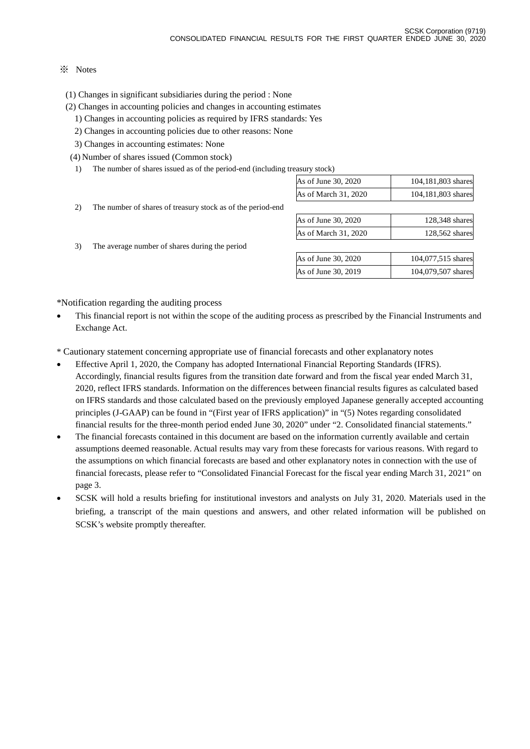※ Notes

(1) Changes in significant subsidiaries during the period : None

(2) Changes in accounting policies and changes in accounting estimates

1) Changes in accounting policies as required by IFRS standards: Yes

2) Changes in accounting policies due to other reasons: None

3) Changes in accounting estimates: None

(4) Number of shares issued (Common stock)

1) The number of shares issued as of the period-end (including treasury stock)

| | |
|---|---|
| As of June 30, 2020 | 104,181,803 shares |
| As of March 31, 2020 | 104,181,803 shares |

2) The number of shares of treasury stock as of the period-end

| | |
|---|---|
| As of June 30, 2020 | 128,348 shares |
| As of March 31, 2020 | 128,562 shares |

3) The average number of shares during the period

| | |
|---|---|
| As of June 30, 2020 | 104,077,515 shares |
| As of June 30, 2019 | 104,079,507 shares |

*Notification regarding the auditing process

- This financial report is not within the scope of the auditing process as prescribed by the Financial Instruments and Exchange Act.

* Cautionary statement concerning appropriate use of financial forecasts and other explanatory notes

- Effective April 1, 2020, the Company has adopted International Financial Reporting Standards (IFRS). Accordingly, financial results figures from the transition date forward and from the fiscal year ended March 31, 2020, reflect IFRS standards. Information on the differences between financial results figures as calculated based on IFRS standards and those calculated based on the previously employed Japanese generally accepted accounting principles (J-GAAP) can be found in "(First year of IFRS application)" in "(5) Notes regarding consolidated financial results for the three-month period ended June 30, 2020" under "2. Consolidated financial statements."
- The financial forecasts contained in this document are based on the information currently available and certain assumptions deemed reasonable. Actual results may vary from these forecasts for various reasons. With regard to the assumptions on which financial forecasts are based and other explanatory notes in connection with the use of financial forecasts, please refer to "Consolidated Financial Forecast for the fiscal year ending March 31, 2021" on page 3.
- SCSK will hold a results briefing for institutional investors and analysts on July 31, 2020. Materials used in the briefing, a transcript of the main questions and answers, and other related information will be published on SCSK's website promptly thereafter.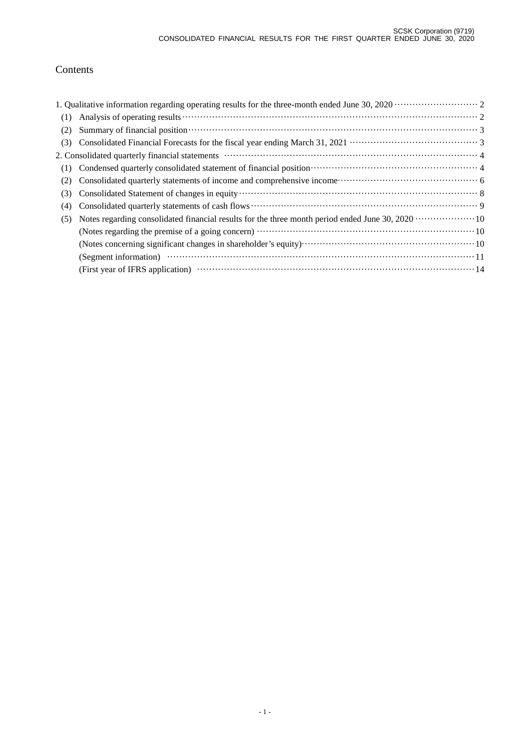# Contents

1. Qualitative information regarding operating results for the three-month ended June 30, 2020 ··· 2
   - (1) Analysis of operating results ··· 2
   - (2) Summary of financial position ··· 3
   - (3) Consolidated Financial Forecasts for the fiscal year ending March 31, 2021 ··· 3
2. Consolidated quarterly financial statements ··· 4
   - (1) Condensed quarterly consolidated statement of financial position ··· 4
   - (2) Consolidated quarterly statements of income and comprehensive income ··· 6
   - (3) Consolidated Statement of changes in equity ··· 8
   - (4) Consolidated quarterly statements of cash flows ··· 9
   - (5) Notes regarding consolidated financial results for the three month period ended June 30, 2020 ··· 10
     - (Notes regarding the premise of a going concern) ··· 10
     - (Notes concerning significant changes in shareholder's equity) ··· 10
     - (Segment information) ··· 11
     - (First year of IFRS application) ··· 14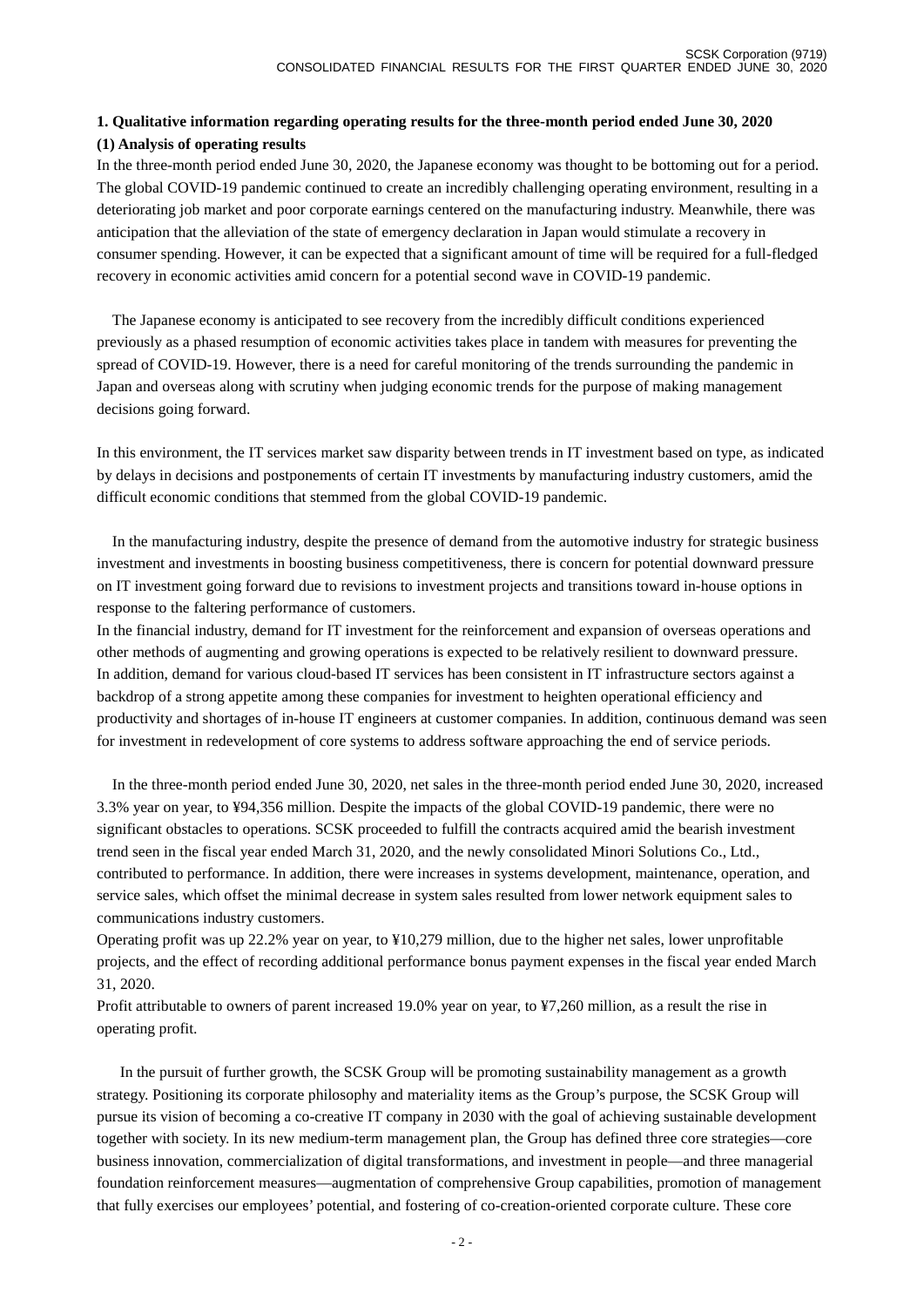## 1. Qualitative information regarding operating results for the three-month period ended June 30, 2020

### (1) Analysis of operating results

In the three-month period ended June 30, 2020, the Japanese economy was thought to be bottoming out for a period. The global COVID-19 pandemic continued to create an incredibly challenging operating environment, resulting in a deteriorating job market and poor corporate earnings centered on the manufacturing industry. Meanwhile, there was anticipation that the alleviation of the state of emergency declaration in Japan would stimulate a recovery in consumer spending. However, it can be expected that a significant amount of time will be required for a full-fledged recovery in economic activities amid concern for a potential second wave in COVID-19 pandemic.

The Japanese economy is anticipated to see recovery from the incredibly difficult conditions experienced previously as a phased resumption of economic activities takes place in tandem with measures for preventing the spread of COVID-19. However, there is a need for careful monitoring of the trends surrounding the pandemic in Japan and overseas along with scrutiny when judging economic trends for the purpose of making management decisions going forward.

In this environment, the IT services market saw disparity between trends in IT investment based on type, as indicated by delays in decisions and postponements of certain IT investments by manufacturing industry customers, amid the difficult economic conditions that stemmed from the global COVID-19 pandemic.

In the manufacturing industry, despite the presence of demand from the automotive industry for strategic business investment and investments in boosting business competitiveness, there is concern for potential downward pressure on IT investment going forward due to revisions to investment projects and transitions toward in-house options in response to the faltering performance of customers.

In the financial industry, demand for IT investment for the reinforcement and expansion of overseas operations and other methods of augmenting and growing operations is expected to be relatively resilient to downward pressure. In addition, demand for various cloud-based IT services has been consistent in IT infrastructure sectors against a backdrop of a strong appetite among these companies for investment to heighten operational efficiency and productivity and shortages of in-house IT engineers at customer companies. In addition, continuous demand was seen for investment in redevelopment of core systems to address software approaching the end of service periods.

In the three-month period ended June 30, 2020, net sales in the three-month period ended June 30, 2020, increased 3.3% year on year, to ¥94,356 million. Despite the impacts of the global COVID-19 pandemic, there were no significant obstacles to operations. SCSK proceeded to fulfill the contracts acquired amid the bearish investment trend seen in the fiscal year ended March 31, 2020, and the newly consolidated Minori Solutions Co., Ltd., contributed to performance. In addition, there were increases in systems development, maintenance, operation, and service sales, which offset the minimal decrease in system sales resulted from lower network equipment sales to communications industry customers.

Operating profit was up 22.2% year on year, to ¥10,279 million, due to the higher net sales, lower unprofitable projects, and the effect of recording additional performance bonus payment expenses in the fiscal year ended March 31, 2020.

Profit attributable to owners of parent increased 19.0% year on year, to ¥7,260 million, as a result the rise in operating profit.

In the pursuit of further growth, the SCSK Group will be promoting sustainability management as a growth strategy. Positioning its corporate philosophy and materiality items as the Group's purpose, the SCSK Group will pursue its vision of becoming a co-creative IT company in 2030 with the goal of achieving sustainable development together with society. In its new medium-term management plan, the Group has defined three core strategies—core business innovation, commercialization of digital transformations, and investment in people—and three managerial foundation reinforcement measures—augmentation of comprehensive Group capabilities, promotion of management that fully exercises our employees' potential, and fostering of co-creation-oriented corporate culture. These core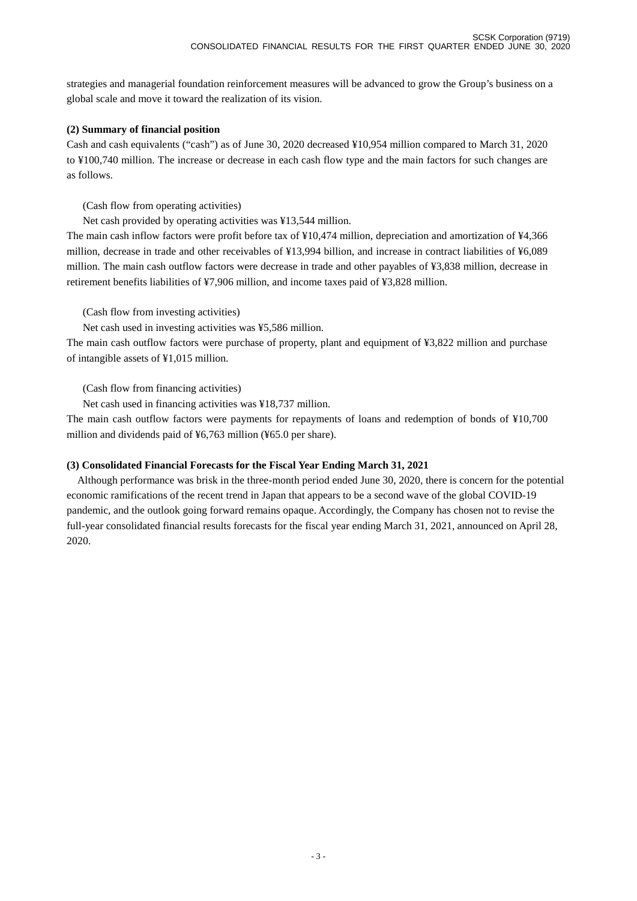strategies and managerial foundation reinforcement measures will be advanced to grow the Group's business on a global scale and move it toward the realization of its vision.

**(2) Summary of financial position**

Cash and cash equivalents ("cash") as of June 30, 2020 decreased ¥10,954 million compared to March 31, 2020 to ¥100,740 million. The increase or decrease in each cash flow type and the main factors for such changes are as follows.

(Cash flow from operating activities)

Net cash provided by operating activities was ¥13,544 million.

The main cash inflow factors were profit before tax of ¥10,474 million, depreciation and amortization of ¥4,366 million, decrease in trade and other receivables of ¥13,994 billion, and increase in contract liabilities of ¥6,089 million. The main cash outflow factors were decrease in trade and other payables of ¥3,838 million, decrease in retirement benefits liabilities of ¥7,906 million, and income taxes paid of ¥3,828 million.

(Cash flow from investing activities)

Net cash used in investing activities was ¥5,586 million.

The main cash outflow factors were purchase of property, plant and equipment of ¥3,822 million and purchase of intangible assets of ¥1,015 million.

(Cash flow from financing activities)

Net cash used in financing activities was ¥18,737 million.

The main cash outflow factors were payments for repayments of loans and redemption of bonds of ¥10,700 million and dividends paid of ¥6,763 million (¥65.0 per share).

**(3) Consolidated Financial Forecasts for the Fiscal Year Ending March 31, 2021**

Although performance was brisk in the three-month period ended June 30, 2020, there is concern for the potential economic ramifications of the recent trend in Japan that appears to be a second wave of the global COVID-19 pandemic, and the outlook going forward remains opaque. Accordingly, the Company has chosen not to revise the full-year consolidated financial results forecasts for the fiscal year ending March 31, 2021, announced on April 28, 2020.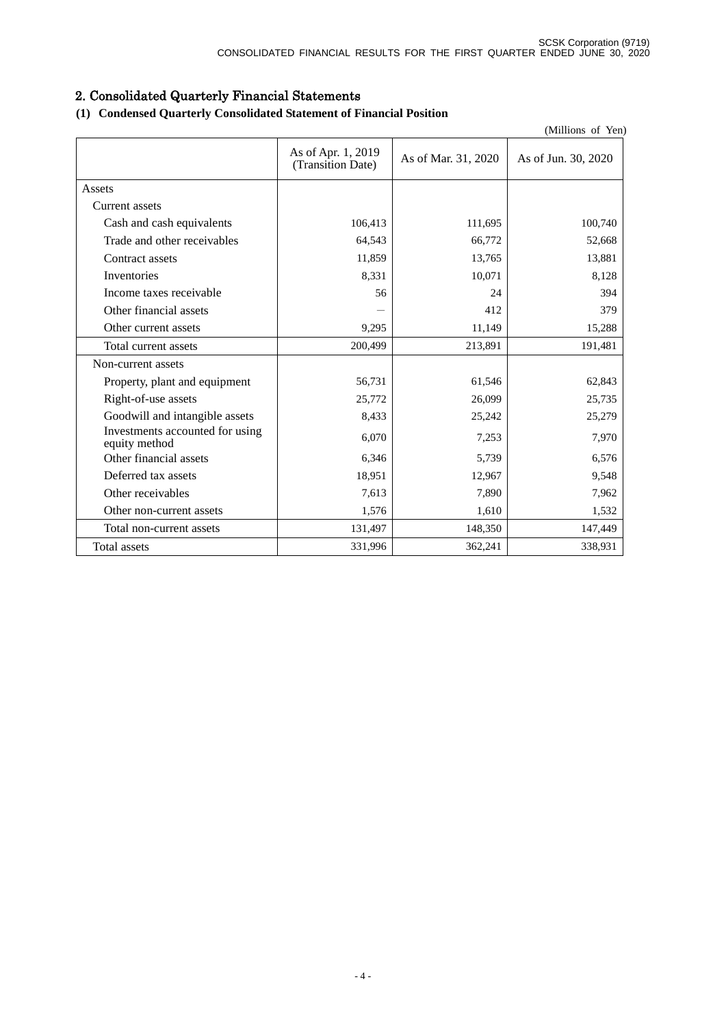## 2. Consolidated Quarterly Financial Statements

### (1) Condensed Quarterly Consolidated Statement of Financial Position

(Millions of Yen)

| | As of Apr. 1, 2019 (Transition Date) | As of Mar. 31, 2020 | As of Jun. 30, 2020 |
|---|---|---|---|
| Assets | | | |
| Current assets | | | |
| Cash and cash equivalents | 106,413 | 111,695 | 100,740 |
| Trade and other receivables | 64,543 | 66,772 | 52,668 |
| Contract assets | 11,859 | 13,765 | 13,881 |
| Inventories | 8,331 | 10,071 | 8,128 |
| Income taxes receivable | 56 | 24 | 394 |
| Other financial assets | — | 412 | 379 |
| Other current assets | 9,295 | 11,149 | 15,288 |
| Total current assets | 200,499 | 213,891 | 191,481 |
| Non-current assets | | | |
| Property, plant and equipment | 56,731 | 61,546 | 62,843 |
| Right-of-use assets | 25,772 | 26,099 | 25,735 |
| Goodwill and intangible assets | 8,433 | 25,242 | 25,279 |
| Investments accounted for using equity method | 6,070 | 7,253 | 7,970 |
| Other financial assets | 6,346 | 5,739 | 6,576 |
| Deferred tax assets | 18,951 | 12,967 | 9,548 |
| Other receivables | 7,613 | 7,890 | 7,962 |
| Other non-current assets | 1,576 | 1,610 | 1,532 |
| Total non-current assets | 131,497 | 148,350 | 147,449 |
| Total assets | 331,996 | 362,241 | 338,931 |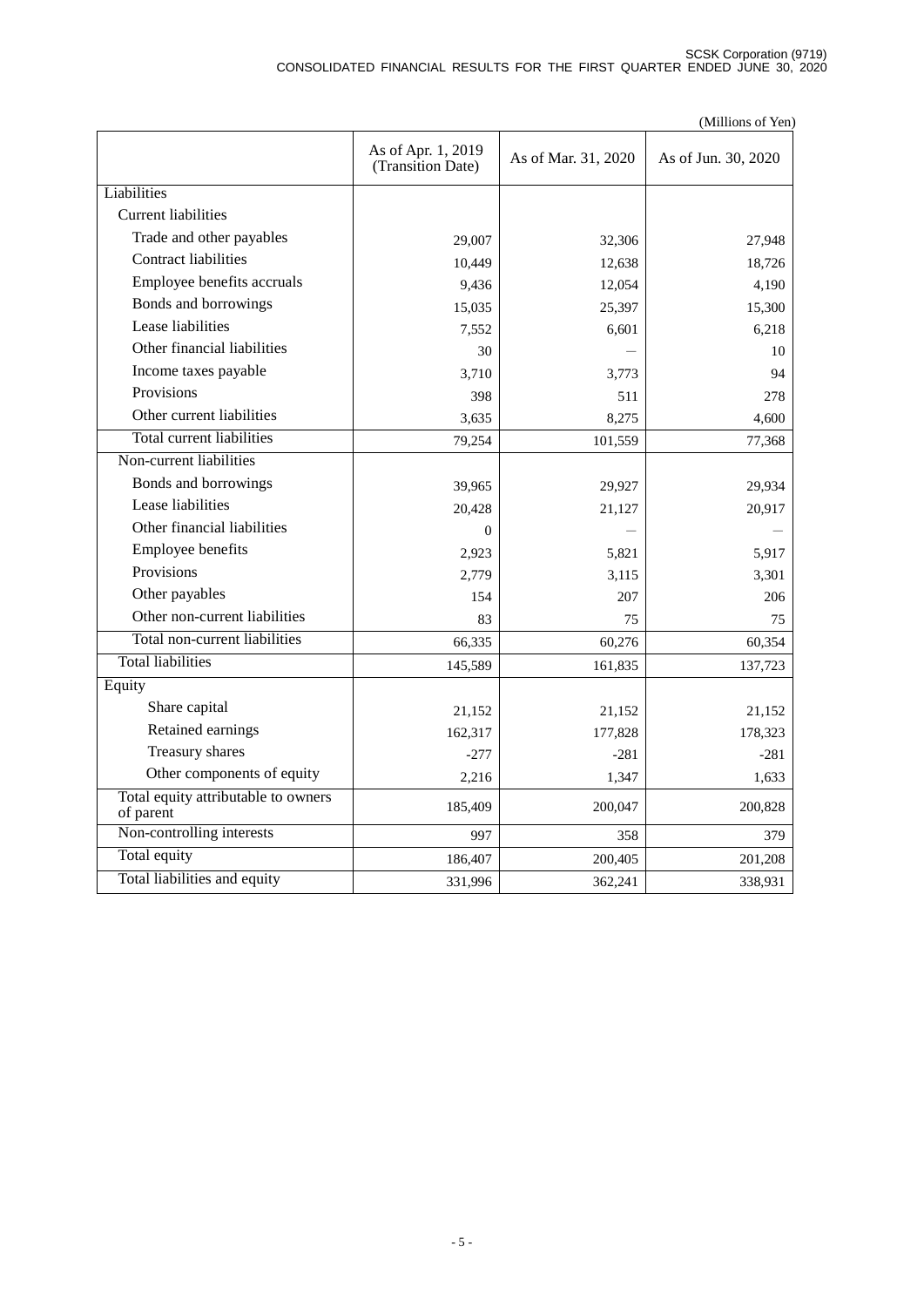(Millions of Yen)

| | As of Apr. 1, 2019 (Transition Date) | As of Mar. 31, 2020 | As of Jun. 30, 2020 |
|---|---|---|---|
| Liabilities | | | |
| Current liabilities | | | |
| Trade and other payables | 29,007 | 32,306 | 27,948 |
| Contract liabilities | 10,449 | 12,638 | 18,726 |
| Employee benefits accruals | 9,436 | 12,054 | 4,190 |
| Bonds and borrowings | 15,035 | 25,397 | 15,300 |
| Lease liabilities | 7,552 | 6,601 | 6,218 |
| Other financial liabilities | 30 | — | 10 |
| Income taxes payable | 3,710 | 3,773 | 94 |
| Provisions | 398 | 511 | 278 |
| Other current liabilities | 3,635 | 8,275 | 4,600 |
| Total current liabilities | 79,254 | 101,559 | 77,368 |
| Non-current liabilities | | | |
| Bonds and borrowings | 39,965 | 29,927 | 29,934 |
| Lease liabilities | 20,428 | 21,127 | 20,917 |
| Other financial liabilities | 0 | — | — |
| Employee benefits | 2,923 | 5,821 | 5,917 |
| Provisions | 2,779 | 3,115 | 3,301 |
| Other payables | 154 | 207 | 206 |
| Other non-current liabilities | 83 | 75 | 75 |
| Total non-current liabilities | 66,335 | 60,276 | 60,354 |
| Total liabilities | 145,589 | 161,835 | 137,723 |
| Equity | | | |
| Share capital | 21,152 | 21,152 | 21,152 |
| Retained earnings | 162,317 | 177,828 | 178,323 |
| Treasury shares | -277 | -281 | -281 |
| Other components of equity | 2,216 | 1,347 | 1,633 |
| Total equity attributable to owners of parent | 185,409 | 200,047 | 200,828 |
| Non-controlling interests | 997 | 358 | 379 |
| Total equity | 186,407 | 200,405 | 201,208 |
| Total liabilities and equity | 331,996 | 362,241 | 338,931 |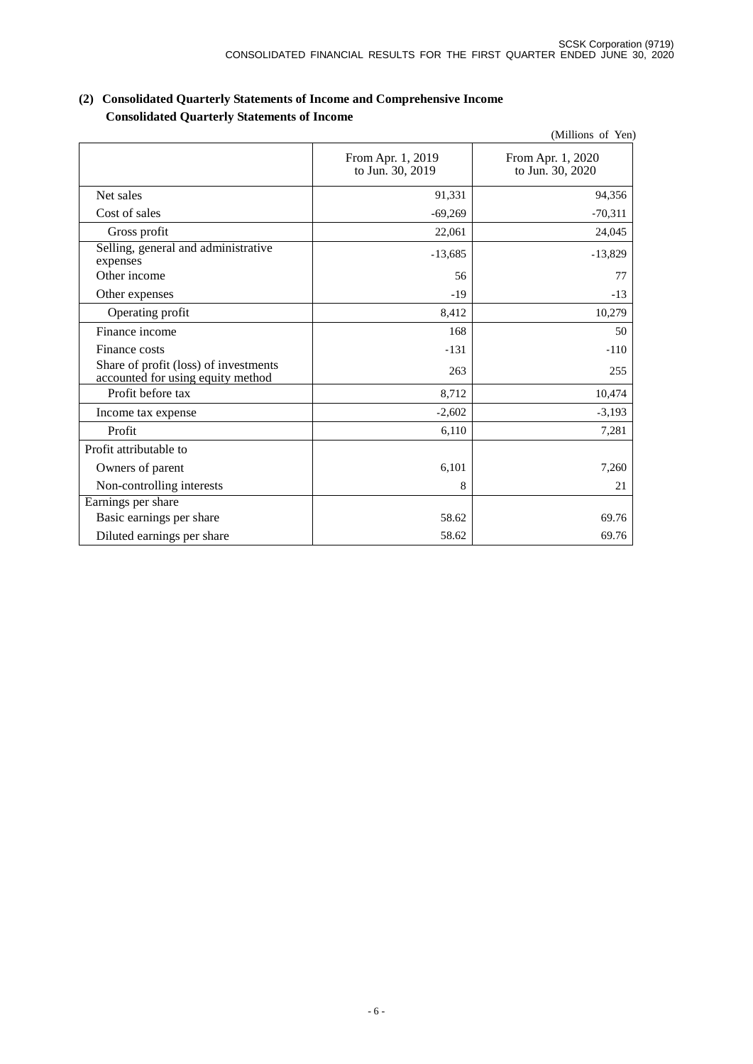## (2) Consolidated Quarterly Statements of Income and Comprehensive Income

### Consolidated Quarterly Statements of Income

(Millions of Yen)

| | From Apr. 1, 2019 to Jun. 30, 2019 | From Apr. 1, 2020 to Jun. 30, 2020 |
|---|---|---|
| Net sales | 91,331 | 94,356 |
| Cost of sales | -69,269 | -70,311 |
| Gross profit | 22,061 | 24,045 |
| Selling, general and administrative expenses | -13,685 | -13,829 |
| Other income | 56 | 77 |
| Other expenses | -19 | -13 |
| Operating profit | 8,412 | 10,279 |
| Finance income | 168 | 50 |
| Finance costs | -131 | -110 |
| Share of profit (loss) of investments accounted for using equity method | 263 | 255 |
| Profit before tax | 8,712 | 10,474 |
| Income tax expense | -2,602 | -3,193 |
| Profit | 6,110 | 7,281 |
| Profit attributable to | | |
| Owners of parent | 6,101 | 7,260 |
| Non-controlling interests | 8 | 21 |
| Earnings per share | | |
| Basic earnings per share | 58.62 | 69.76 |
| Diluted earnings per share | 58.62 | 69.76 |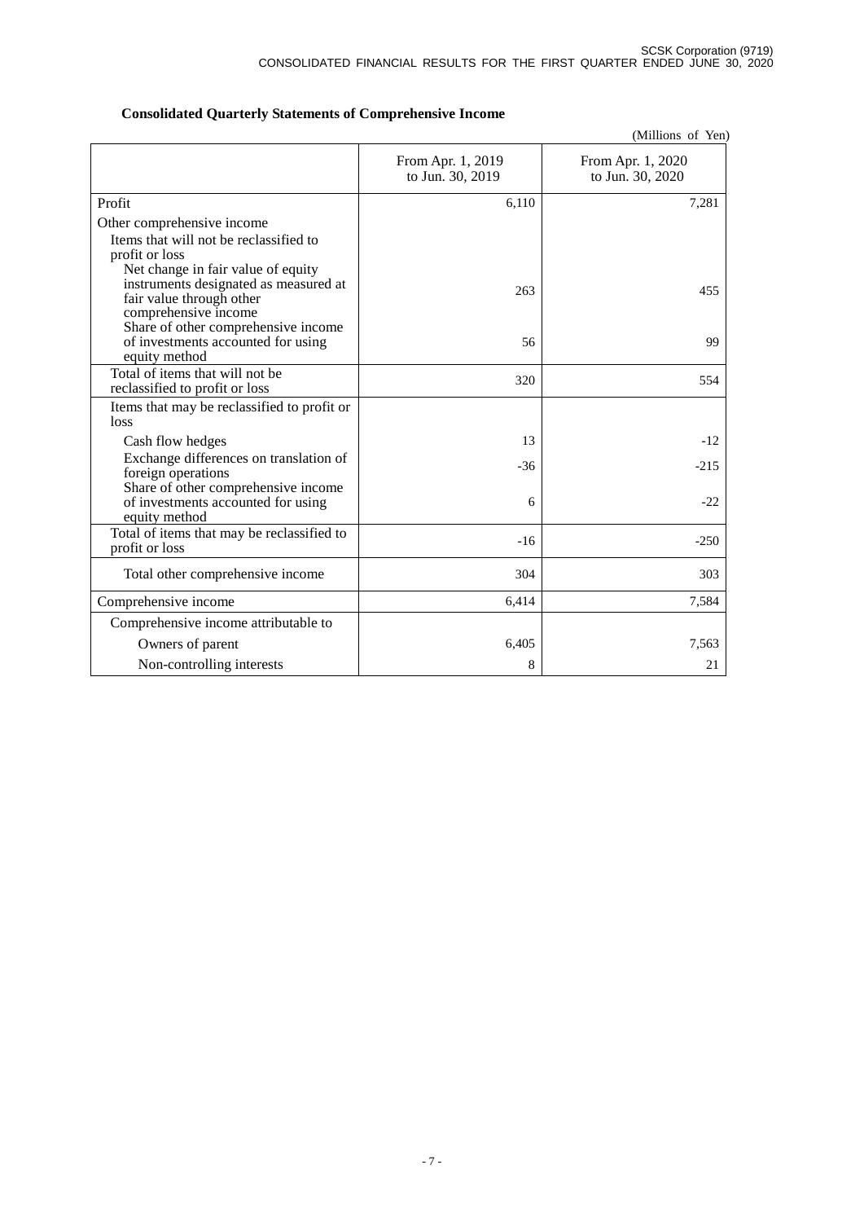## Consolidated Quarterly Statements of Comprehensive Income

(Millions of Yen)

| | From Apr. 1, 2019 to Jun. 30, 2019 | From Apr. 1, 2020 to Jun. 30, 2020 |
|---|---|---|
| Profit | 6,110 | 7,281 |
| Other comprehensive income | | |
| Items that will not be reclassified to profit or loss | | |
| Net change in fair value of equity instruments designated as measured at fair value through other comprehensive income | 263 | 455 |
| Share of other comprehensive income of investments accounted for using equity method | 56 | 99 |
| Total of items that will not be reclassified to profit or loss | 320 | 554 |
| Items that may be reclassified to profit or loss | | |
| Cash flow hedges | 13 | -12 |
| Exchange differences on translation of foreign operations | -36 | -215 |
| Share of other comprehensive income of investments accounted for using equity method | 6 | -22 |
| Total of items that may be reclassified to profit or loss | -16 | -250 |
| Total other comprehensive income | 304 | 303 |
| Comprehensive income | 6,414 | 7,584 |
| Comprehensive income attributable to | | |
| Owners of parent | 6,405 | 7,563 |
| Non-controlling interests | 8 | 21 |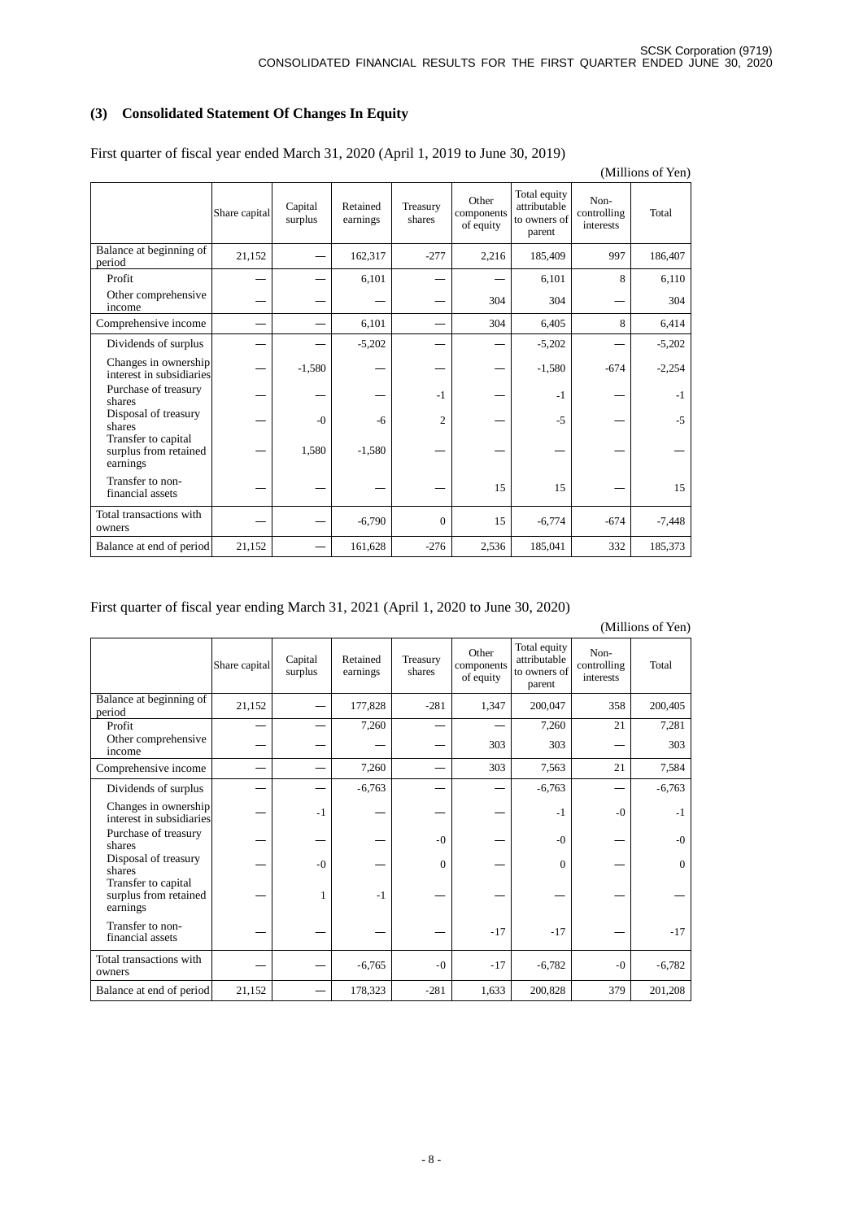### (3) Consolidated Statement Of Changes In Equity

First quarter of fiscal year ended March 31, 2020 (April 1, 2019 to June 30, 2019)

(Millions of Yen)

| | Share capital | Capital surplus | Retained earnings | Treasury shares | Other components of equity | Total equity attributable to owners of parent | Non-controlling interests | Total |
|---|---|---|---|---|---|---|---|---|
| Balance at beginning of period | 21,152 | ― | 162,317 | -277 | 2,216 | 185,409 | 997 | 186,407 |
| Profit | ― | ― | 6,101 | ― | ― | 6,101 | 8 | 6,110 |
| Other comprehensive income | ― | ― | ― | ― | 304 | 304 | ― | 304 |
| Comprehensive income | ― | ― | 6,101 | ― | 304 | 6,405 | 8 | 6,414 |
| Dividends of surplus | ― | ― | -5,202 | ― | ― | -5,202 | ― | -5,202 |
| Changes in ownership interest in subsidiaries | ― | -1,580 | ― | ― | ― | -1,580 | -674 | -2,254 |
| Purchase of treasury shares | ― | ― | ― | -1 | ― | -1 | ― | -1 |
| Disposal of treasury shares | ― | -0 | -6 | 2 | ― | -5 | ― | -5 |
| Transfer to capital surplus from retained earnings | ― | 1,580 | -1,580 | ― | ― | ― | ― | ― |
| Transfer to non-financial assets | ― | ― | ― | ― | 15 | 15 | ― | 15 |
| Total transactions with owners | ― | ― | -6,790 | 0 | 15 | -6,774 | -674 | -7,448 |
| Balance at end of period | 21,152 | ― | 161,628 | -276 | 2,536 | 185,041 | 332 | 185,373 |

First quarter of fiscal year ending March 31, 2021 (April 1, 2020 to June 30, 2020)

(Millions of Yen)

| | Share capital | Capital surplus | Retained earnings | Treasury shares | Other components of equity | Total equity attributable to owners of parent | Non-controlling interests | Total |
|---|---|---|---|---|---|---|---|---|
| Balance at beginning of period | 21,152 | ― | 177,828 | -281 | 1,347 | 200,047 | 358 | 200,405 |
| Profit | ― | ― | 7,260 | ― | ― | 7,260 | 21 | 7,281 |
| Other comprehensive income | ― | ― | ― | ― | 303 | 303 | ― | 303 |
| Comprehensive income | ― | ― | 7,260 | ― | 303 | 7,563 | 21 | 7,584 |
| Dividends of surplus | ― | ― | -6,763 | ― | ― | -6,763 | ― | -6,763 |
| Changes in ownership interest in subsidiaries | ― | -1 | ― | ― | ― | -1 | -0 | -1 |
| Purchase of treasury shares | ― | ― | ― | -0 | ― | -0 | ― | -0 |
| Disposal of treasury shares | ― | -0 | ― | 0 | ― | 0 | ― | 0 |
| Transfer to capital surplus from retained earnings | ― | 1 | -1 | ― | ― | ― | ― | ― |
| Transfer to non-financial assets | ― | ― | ― | ― | -17 | -17 | ― | -17 |
| Total transactions with owners | ― | ― | -6,765 | -0 | -17 | -6,782 | -0 | -6,782 |
| Balance at end of period | 21,152 | ― | 178,323 | -281 | 1,633 | 200,828 | 379 | 201,208 |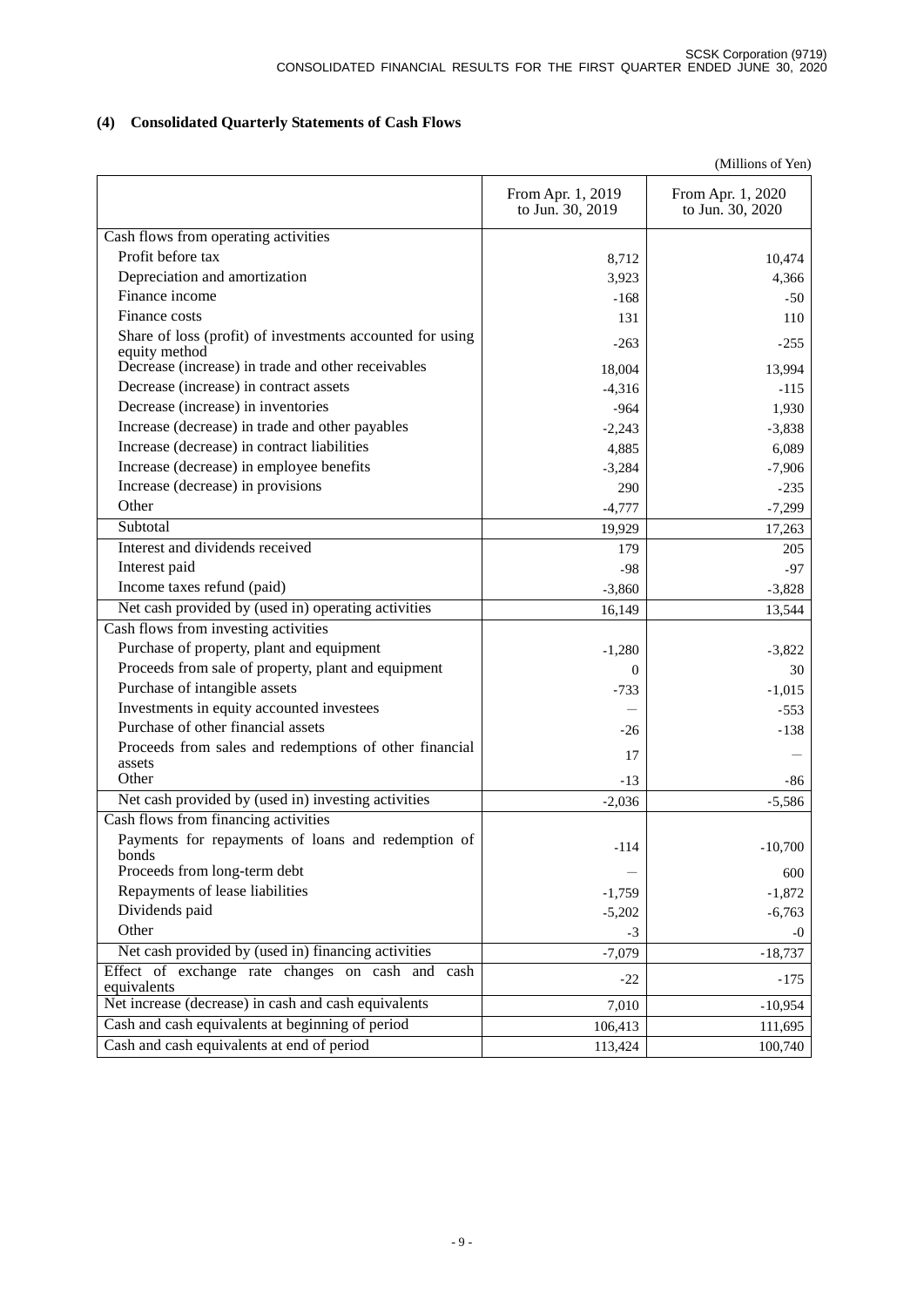### (4) Consolidated Quarterly Statements of Cash Flows

(Millions of Yen)

| | From Apr. 1, 2019 to Jun. 30, 2019 | From Apr. 1, 2020 to Jun. 30, 2020 |
|---|---|---|
| Cash flows from operating activities | | |
| Profit before tax | 8,712 | 10,474 |
| Depreciation and amortization | 3,923 | 4,366 |
| Finance income | -168 | -50 |
| Finance costs | 131 | 110 |
| Share of loss (profit) of investments accounted for using equity method | -263 | -255 |
| Decrease (increase) in trade and other receivables | 18,004 | 13,994 |
| Decrease (increase) in contract assets | -4,316 | -115 |
| Decrease (increase) in inventories | -964 | 1,930 |
| Increase (decrease) in trade and other payables | -2,243 | -3,838 |
| Increase (decrease) in contract liabilities | 4,885 | 6,089 |
| Increase (decrease) in employee benefits | -3,284 | -7,906 |
| Increase (decrease) in provisions | 290 | -235 |
| Other | -4,777 | -7,299 |
| Subtotal | 19,929 | 17,263 |
| Interest and dividends received | 179 | 205 |
| Interest paid | -98 | -97 |
| Income taxes refund (paid) | -3,860 | -3,828 |
| Net cash provided by (used in) operating activities | 16,149 | 13,544 |
| Cash flows from investing activities | | |
| Purchase of property, plant and equipment | -1,280 | -3,822 |
| Proceeds from sale of property, plant and equipment | 0 | 30 |
| Purchase of intangible assets | -733 | -1,015 |
| Investments in equity accounted investees | — | -553 |
| Purchase of other financial assets | -26 | -138 |
| Proceeds from sales and redemptions of other financial assets | 17 | — |
| Other | -13 | -86 |
| Net cash provided by (used in) investing activities | -2,036 | -5,586 |
| Cash flows from financing activities | | |
| Payments for repayments of loans and redemption of bonds | -114 | -10,700 |
| Proceeds from long-term debt | — | 600 |
| Repayments of lease liabilities | -1,759 | -1,872 |
| Dividends paid | -5,202 | -6,763 |
| Other | -3 | -0 |
| Net cash provided by (used in) financing activities | -7,079 | -18,737 |
| Effect of exchange rate changes on cash and cash equivalents | -22 | -175 |
| Net increase (decrease) in cash and cash equivalents | 7,010 | -10,954 |
| Cash and cash equivalents at beginning of period | 106,413 | 111,695 |
| Cash and cash equivalents at end of period | 113,424 | 100,740 |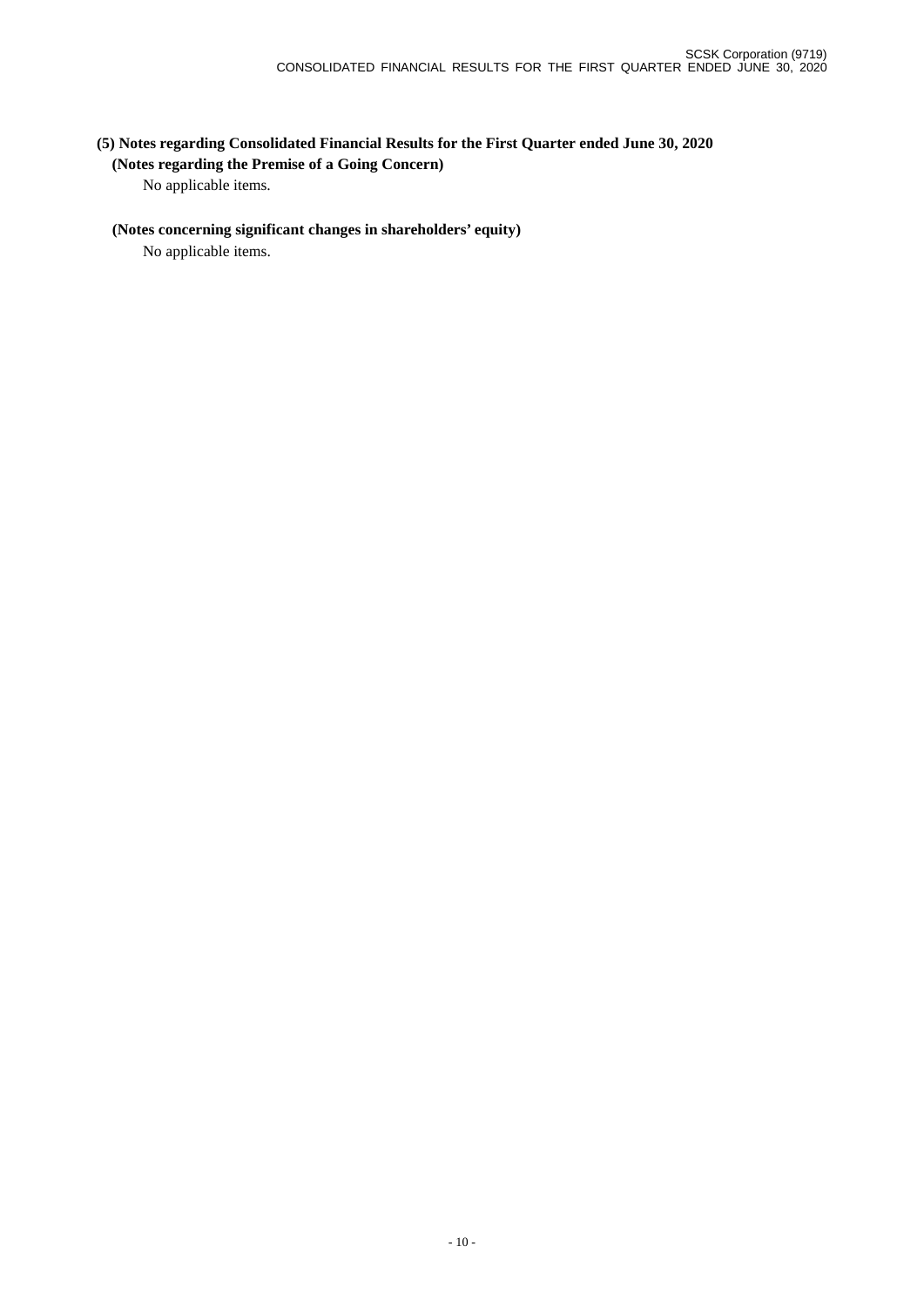### (5) Notes regarding Consolidated Financial Results for the First Quarter ended June 30, 2020

#### (Notes regarding the Premise of a Going Concern)

No applicable items.

#### (Notes concerning significant changes in shareholders' equity)

No applicable items.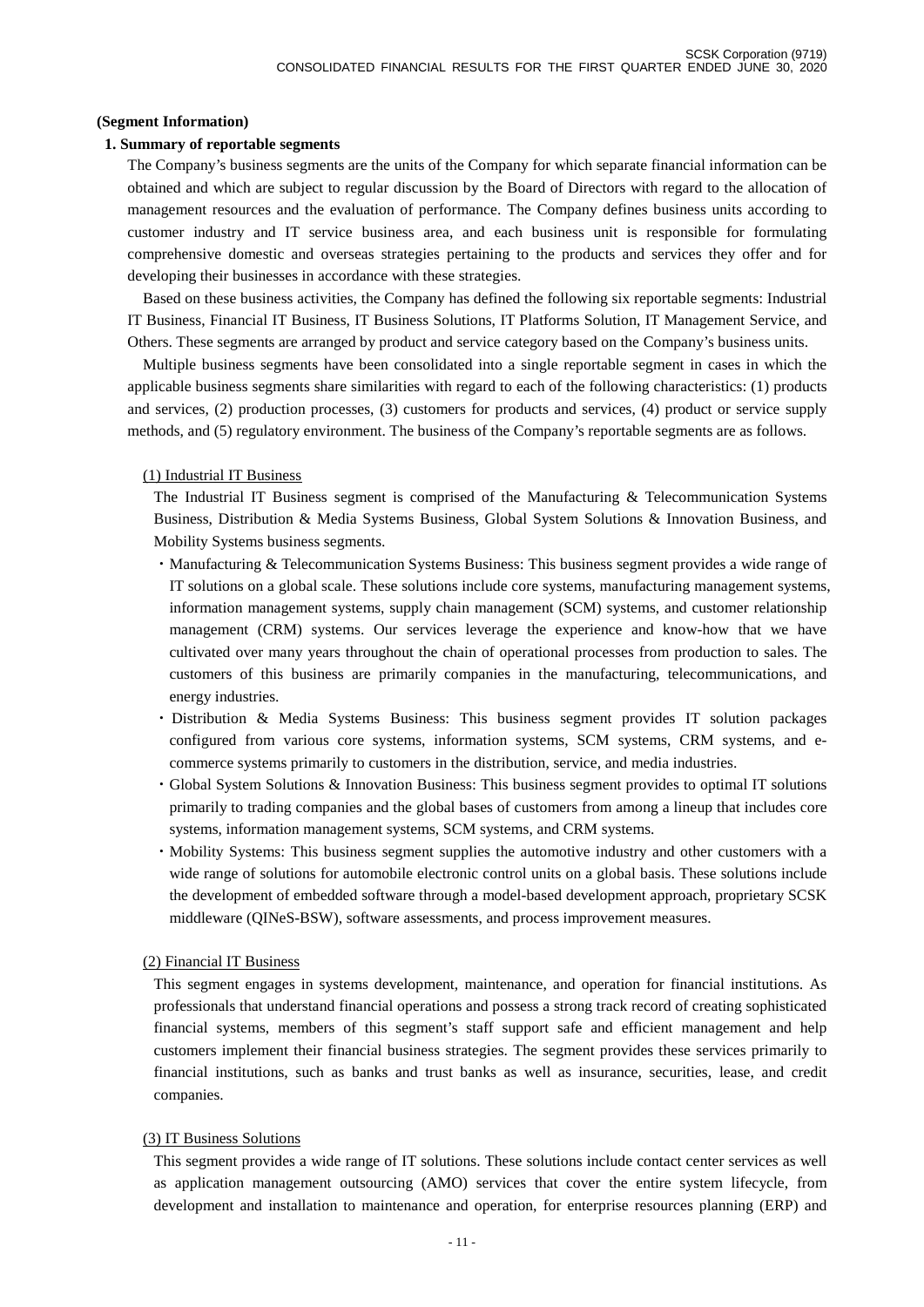**(Segment Information)**

**1. Summary of reportable segments**

The Company's business segments are the units of the Company for which separate financial information can be obtained and which are subject to regular discussion by the Board of Directors with regard to the allocation of management resources and the evaluation of performance. The Company defines business units according to customer industry and IT service business area, and each business unit is responsible for formulating comprehensive domestic and overseas strategies pertaining to the products and services they offer and for developing their businesses in accordance with these strategies.

Based on these business activities, the Company has defined the following six reportable segments: Industrial IT Business, Financial IT Business, IT Business Solutions, IT Platforms Solution, IT Management Service, and Others. These segments are arranged by product and service category based on the Company's business units.

Multiple business segments have been consolidated into a single reportable segment in cases in which the applicable business segments share similarities with regard to each of the following characteristics: (1) products and services, (2) production processes, (3) customers for products and services, (4) product or service supply methods, and (5) regulatory environment. The business of the Company's reportable segments are as follows.

(1) Industrial IT Business

The Industrial IT Business segment is comprised of the Manufacturing & Telecommunication Systems Business, Distribution & Media Systems Business, Global System Solutions & Innovation Business, and Mobility Systems business segments.

- Manufacturing & Telecommunication Systems Business: This business segment provides a wide range of IT solutions on a global scale. These solutions include core systems, manufacturing management systems, information management systems, supply chain management (SCM) systems, and customer relationship management (CRM) systems. Our services leverage the experience and know-how that we have cultivated over many years throughout the chain of operational processes from production to sales. The customers of this business are primarily companies in the manufacturing, telecommunications, and energy industries.
- Distribution & Media Systems Business: This business segment provides IT solution packages configured from various core systems, information systems, SCM systems, CRM systems, and e-commerce systems primarily to customers in the distribution, service, and media industries.
- Global System Solutions & Innovation Business: This business segment provides to optimal IT solutions primarily to trading companies and the global bases of customers from among a lineup that includes core systems, information management systems, SCM systems, and CRM systems.
- Mobility Systems: This business segment supplies the automotive industry and other customers with a wide range of solutions for automobile electronic control units on a global basis. These solutions include the development of embedded software through a model-based development approach, proprietary SCSK middleware (QINeS-BSW), software assessments, and process improvement measures.

(2) Financial IT Business

This segment engages in systems development, maintenance, and operation for financial institutions. As professionals that understand financial operations and possess a strong track record of creating sophisticated financial systems, members of this segment's staff support safe and efficient management and help customers implement their financial business strategies. The segment provides these services primarily to financial institutions, such as banks and trust banks as well as insurance, securities, lease, and credit companies.

(3) IT Business Solutions

This segment provides a wide range of IT solutions. These solutions include contact center services as well as application management outsourcing (AMO) services that cover the entire system lifecycle, from development and installation to maintenance and operation, for enterprise resources planning (ERP) and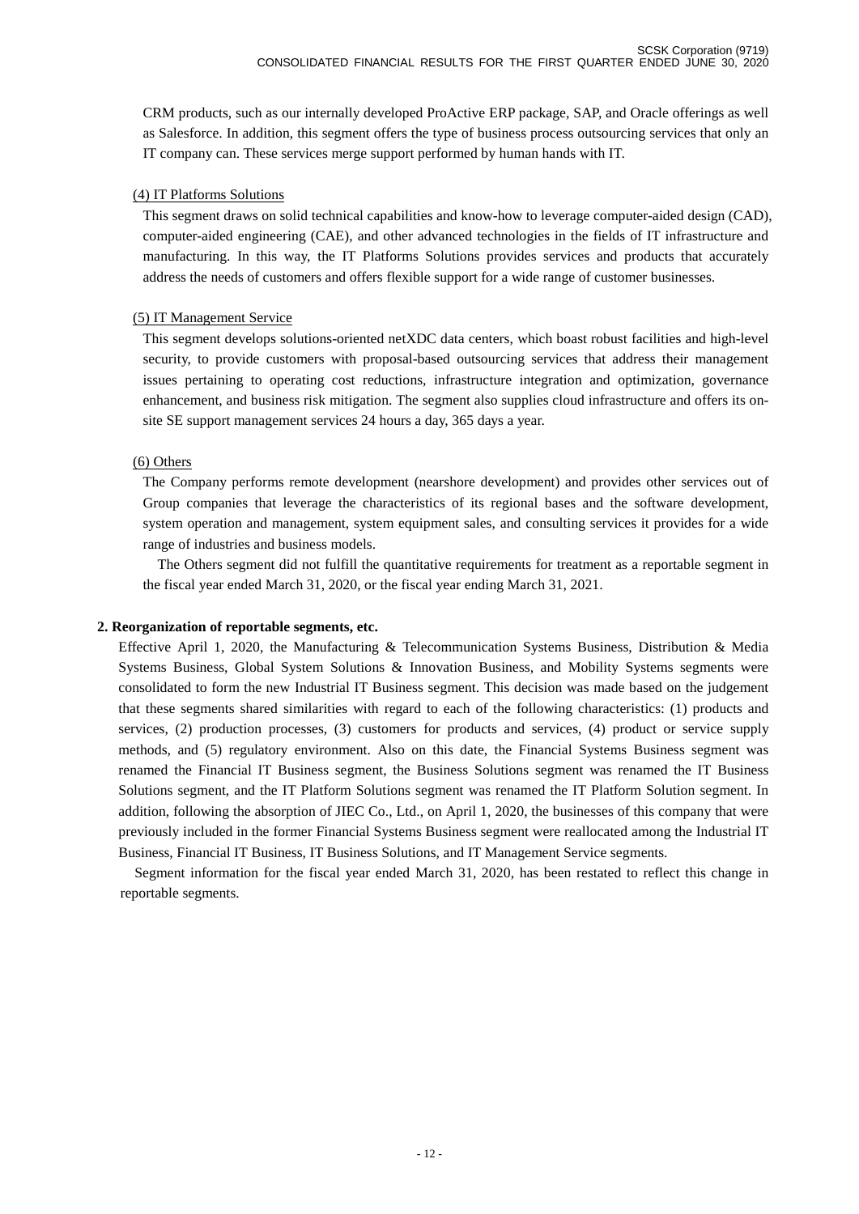CRM products, such as our internally developed ProActive ERP package, SAP, and Oracle offerings as well as Salesforce. In addition, this segment offers the type of business process outsourcing services that only an IT company can. These services merge support performed by human hands with IT.

(4) IT Platforms Solutions

This segment draws on solid technical capabilities and know-how to leverage computer-aided design (CAD), computer-aided engineering (CAE), and other advanced technologies in the fields of IT infrastructure and manufacturing. In this way, the IT Platforms Solutions provides services and products that accurately address the needs of customers and offers flexible support for a wide range of customer businesses.

(5) IT Management Service

This segment develops solutions-oriented netXDC data centers, which boast robust facilities and high-level security, to provide customers with proposal-based outsourcing services that address their management issues pertaining to operating cost reductions, infrastructure integration and optimization, governance enhancement, and business risk mitigation. The segment also supplies cloud infrastructure and offers its on-site SE support management services 24 hours a day, 365 days a year.

(6) Others

The Company performs remote development (nearshore development) and provides other services out of Group companies that leverage the characteristics of its regional bases and the software development, system operation and management, system equipment sales, and consulting services it provides for a wide range of industries and business models.

The Others segment did not fulfill the quantitative requirements for treatment as a reportable segment in the fiscal year ended March 31, 2020, or the fiscal year ending March 31, 2021.

**2. Reorganization of reportable segments, etc.**

Effective April 1, 2020, the Manufacturing & Telecommunication Systems Business, Distribution & Media Systems Business, Global System Solutions & Innovation Business, and Mobility Systems segments were consolidated to form the new Industrial IT Business segment. This decision was made based on the judgement that these segments shared similarities with regard to each of the following characteristics: (1) products and services, (2) production processes, (3) customers for products and services, (4) product or service supply methods, and (5) regulatory environment. Also on this date, the Financial Systems Business segment was renamed the Financial IT Business segment, the Business Solutions segment was renamed the IT Business Solutions segment, and the IT Platform Solutions segment was renamed the IT Platform Solution segment. In addition, following the absorption of JIEC Co., Ltd., on April 1, 2020, the businesses of this company that were previously included in the former Financial Systems Business segment were reallocated among the Industrial IT Business, Financial IT Business, IT Business Solutions, and IT Management Service segments.

Segment information for the fiscal year ended March 31, 2020, has been restated to reflect this change in reportable segments.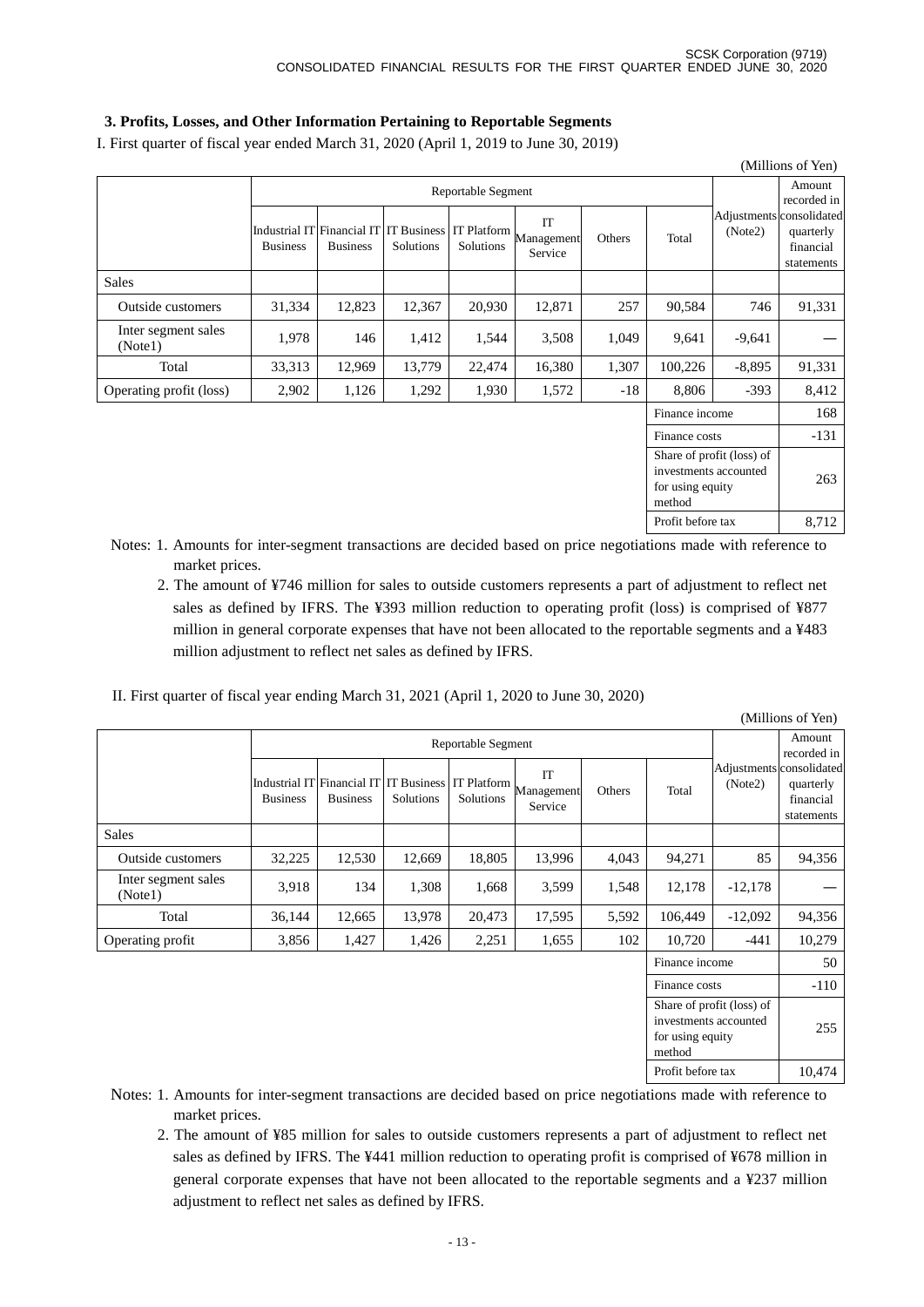### 3. Profits, Losses, and Other Information Pertaining to Reportable Segments

I. First quarter of fiscal year ended March 31, 2020 (April 1, 2019 to June 30, 2019)

(Millions of Yen)

| | Reportable Segment | | | | | | | Adjustments (Note2) | Amount recorded in consolidated quarterly financial statements |
|---|---|---|---|---|---|---|---|---|---|
| | Industrial IT Business | Financial IT Business | IT Business Solutions | IT Platform Solutions | IT Management Service | Others | Total | | |
| Sales | | | | | | | | | |
| Outside customers | 31,334 | 12,823 | 12,367 | 20,930 | 12,871 | 257 | 90,584 | 746 | 91,331 |
| Inter segment sales (Note1) | 1,978 | 146 | 1,412 | 1,544 | 3,508 | 1,049 | 9,641 | -9,641 | — |
| Total | 33,313 | 12,969 | 13,779 | 22,474 | 16,380 | 1,307 | 100,226 | -8,895 | 91,331 |
| Operating profit (loss) | 2,902 | 1,126 | 1,292 | 1,930 | 1,572 | -18 | 8,806 | -393 | 8,412 |
| | | | | | | | Finance income | | 168 |
| | | | | | | | Finance costs | | -131 |
| | | | | | | | Share of profit (loss) of investments accounted for using equity method | | 263 |
| | | | | | | | Profit before tax | | 8,712 |

Notes: 1. Amounts for inter-segment transactions are decided based on price negotiations made with reference to market prices.

2. The amount of ¥746 million for sales to outside customers represents a part of adjustment to reflect net sales as defined by IFRS. The ¥393 million reduction to operating profit (loss) is comprised of ¥877 million in general corporate expenses that have not been allocated to the reportable segments and a ¥483 million adjustment to reflect net sales as defined by IFRS.

II. First quarter of fiscal year ending March 31, 2021 (April 1, 2020 to June 30, 2020)

(Millions of Yen)

| | Reportable Segment | | | | | | | Adjustments (Note2) | Amount recorded in consolidated quarterly financial statements |
|---|---|---|---|---|---|---|---|---|---|
| | Industrial IT Business | Financial IT Business | IT Business Solutions | IT Platform Solutions | IT Management Service | Others | Total | | |
| Sales | | | | | | | | | |
| Outside customers | 32,225 | 12,530 | 12,669 | 18,805 | 13,996 | 4,043 | 94,271 | 85 | 94,356 |
| Inter segment sales (Note1) | 3,918 | 134 | 1,308 | 1,668 | 3,599 | 1,548 | 12,178 | -12,178 | — |
| Total | 36,144 | 12,665 | 13,978 | 20,473 | 17,595 | 5,592 | 106,449 | -12,092 | 94,356 |
| Operating profit | 3,856 | 1,427 | 1,426 | 2,251 | 1,655 | 102 | 10,720 | -441 | 10,279 |
| | | | | | | | Finance income | | 50 |
| | | | | | | | Finance costs | | -110 |
| | | | | | | | Share of profit (loss) of investments accounted for using equity method | | 255 |
| | | | | | | | Profit before tax | | 10,474 |

Notes: 1. Amounts for inter-segment transactions are decided based on price negotiations made with reference to market prices.

2. The amount of ¥85 million for sales to outside customers represents a part of adjustment to reflect net sales as defined by IFRS. The ¥441 million reduction to operating profit is comprised of ¥678 million in general corporate expenses that have not been allocated to the reportable segments and a ¥237 million adjustment to reflect net sales as defined by IFRS.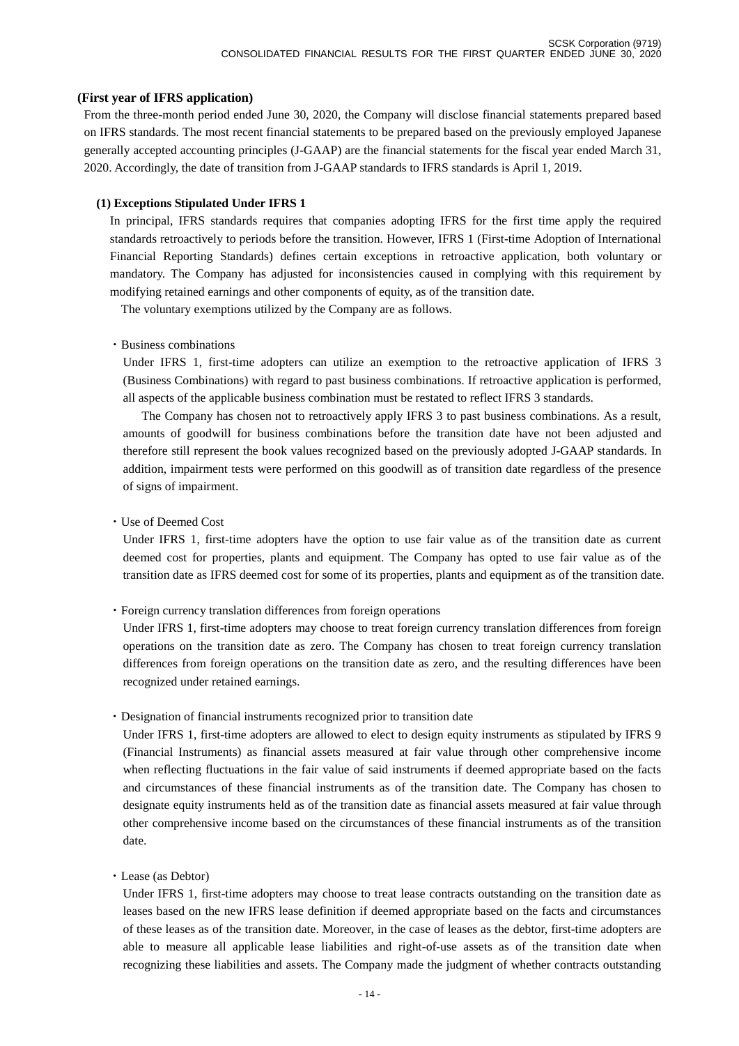### (First year of IFRS application)

From the three-month period ended June 30, 2020, the Company will disclose financial statements prepared based on IFRS standards. The most recent financial statements to be prepared based on the previously employed Japanese generally accepted accounting principles (J-GAAP) are the financial statements for the fiscal year ended March 31, 2020. Accordingly, the date of transition from J-GAAP standards to IFRS standards is April 1, 2019.

#### (1) Exceptions Stipulated Under IFRS 1

In principal, IFRS standards requires that companies adopting IFRS for the first time apply the required standards retroactively to periods before the transition. However, IFRS 1 (First-time Adoption of International Financial Reporting Standards) defines certain exceptions in retroactive application, both voluntary or mandatory. The Company has adjusted for inconsistencies caused in complying with this requirement by modifying retained earnings and other components of equity, as of the transition date.

The voluntary exemptions utilized by the Company are as follows.

・Business combinations

Under IFRS 1, first-time adopters can utilize an exemption to the retroactive application of IFRS 3 (Business Combinations) with regard to past business combinations. If retroactive application is performed, all aspects of the applicable business combination must be restated to reflect IFRS 3 standards.

The Company has chosen not to retroactively apply IFRS 3 to past business combinations. As a result, amounts of goodwill for business combinations before the transition date have not been adjusted and therefore still represent the book values recognized based on the previously adopted J-GAAP standards. In addition, impairment tests were performed on this goodwill as of transition date regardless of the presence of signs of impairment.

・Use of Deemed Cost

Under IFRS 1, first-time adopters have the option to use fair value as of the transition date as current deemed cost for properties, plants and equipment. The Company has opted to use fair value as of the transition date as IFRS deemed cost for some of its properties, plants and equipment as of the transition date.

・Foreign currency translation differences from foreign operations

Under IFRS 1, first-time adopters may choose to treat foreign currency translation differences from foreign operations on the transition date as zero. The Company has chosen to treat foreign currency translation differences from foreign operations on the transition date as zero, and the resulting differences have been recognized under retained earnings.

・Designation of financial instruments recognized prior to transition date

Under IFRS 1, first-time adopters are allowed to elect to design equity instruments as stipulated by IFRS 9 (Financial Instruments) as financial assets measured at fair value through other comprehensive income when reflecting fluctuations in the fair value of said instruments if deemed appropriate based on the facts and circumstances of these financial instruments as of the transition date. The Company has chosen to designate equity instruments held as of the transition date as financial assets measured at fair value through other comprehensive income based on the circumstances of these financial instruments as of the transition date.

・Lease (as Debtor)

Under IFRS 1, first-time adopters may choose to treat lease contracts outstanding on the transition date as leases based on the new IFRS lease definition if deemed appropriate based on the facts and circumstances of these leases as of the transition date. Moreover, in the case of leases as the debtor, first-time adopters are able to measure all applicable lease liabilities and right-of-use assets as of the transition date when recognizing these liabilities and assets. The Company made the judgment of whether contracts outstanding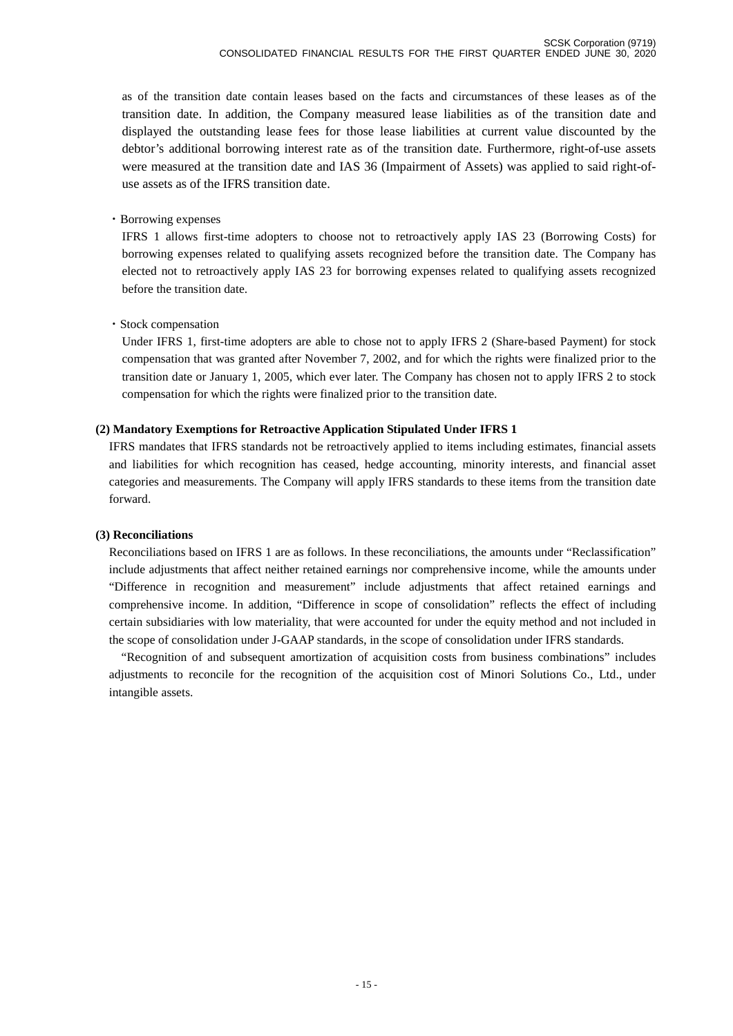as of the transition date contain leases based on the facts and circumstances of these leases as of the transition date. In addition, the Company measured lease liabilities as of the transition date and displayed the outstanding lease fees for those lease liabilities at current value discounted by the debtor's additional borrowing interest rate as of the transition date. Furthermore, right-of-use assets were measured at the transition date and IAS 36 (Impairment of Assets) was applied to said right-of-use assets as of the IFRS transition date.

・Borrowing expenses

IFRS 1 allows first-time adopters to choose not to retroactively apply IAS 23 (Borrowing Costs) for borrowing expenses related to qualifying assets recognized before the transition date. The Company has elected not to retroactively apply IAS 23 for borrowing expenses related to qualifying assets recognized before the transition date.

・Stock compensation

Under IFRS 1, first-time adopters are able to chose not to apply IFRS 2 (Share-based Payment) for stock compensation that was granted after November 7, 2002, and for which the rights were finalized prior to the transition date or January 1, 2005, which ever later. The Company has chosen not to apply IFRS 2 to stock compensation for which the rights were finalized prior to the transition date.

**(2) Mandatory Exemptions for Retroactive Application Stipulated Under IFRS 1**

IFRS mandates that IFRS standards not be retroactively applied to items including estimates, financial assets and liabilities for which recognition has ceased, hedge accounting, minority interests, and financial asset categories and measurements. The Company will apply IFRS standards to these items from the transition date forward.

**(3) Reconciliations**

Reconciliations based on IFRS 1 are as follows. In these reconciliations, the amounts under "Reclassification" include adjustments that affect neither retained earnings nor comprehensive income, while the amounts under "Difference in recognition and measurement" include adjustments that affect retained earnings and comprehensive income. In addition, "Difference in scope of consolidation" reflects the effect of including certain subsidiaries with low materiality, that were accounted for under the equity method and not included in the scope of consolidation under J-GAAP standards, in the scope of consolidation under IFRS standards.

"Recognition of and subsequent amortization of acquisition costs from business combinations" includes adjustments to reconcile for the recognition of the acquisition cost of Minori Solutions Co., Ltd., under intangible assets.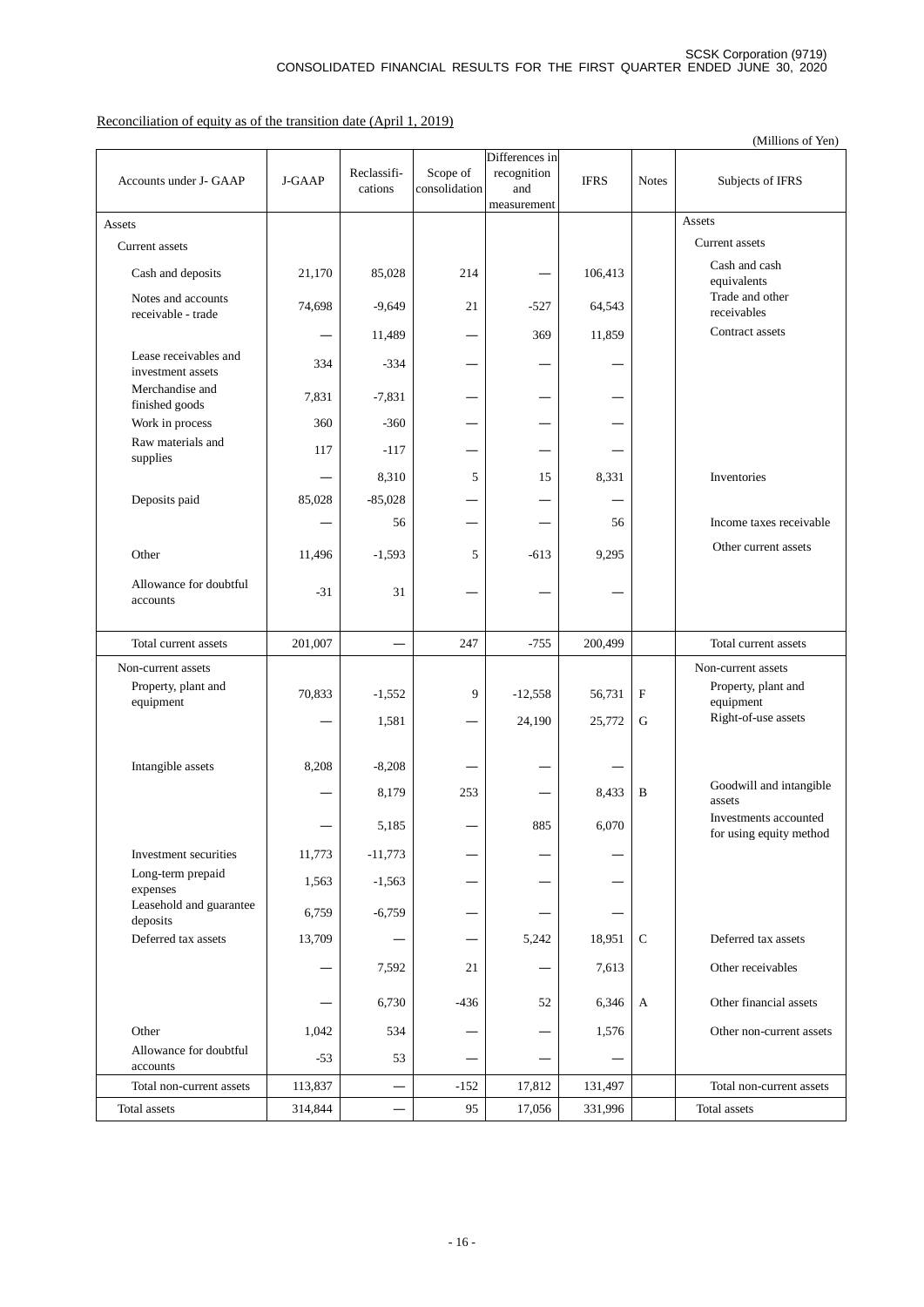Reconciliation of equity as of the transition date (April 1, 2019)

(Millions of Yen)

| Accounts under J- GAAP | J-GAAP | Reclassifi-cations | Scope of consolidation | Differences in recognition and measurement | IFRS | Notes | Subjects of IFRS |
|---|---|---|---|---|---|---|---|
| Assets | | | | | | | Assets |
| Current assets | | | | | | | Current assets |
| Cash and deposits | 21,170 | 85,028 | 214 | — | 106,413 | | Cash and cash equivalents |
| Notes and accounts receivable - trade | 74,698 | -9,649 | 21 | -527 | 64,543 | | Trade and other receivables |
| | — | 11,489 | — | 369 | 11,859 | | Contract assets |
| Lease receivables and investment assets | 334 | -334 | — | — | — | | |
| Merchandise and finished goods | 7,831 | -7,831 | — | — | — | | |
| Work in process | 360 | -360 | — | — | — | | |
| Raw materials and supplies | 117 | -117 | — | — | — | | |
| | — | 8,310 | 5 | 15 | 8,331 | | Inventories |
| Deposits paid | 85,028 | -85,028 | — | — | — | | |
| | — | 56 | — | — | 56 | | Income taxes receivable |
| Other | 11,496 | -1,593 | 5 | -613 | 9,295 | | Other current assets |
| Allowance for doubtful accounts | -31 | 31 | — | — | — | | |
| Total current assets | 201,007 | — | 247 | -755 | 200,499 | | Total current assets |
| Non-current assets | | | | | | | Non-current assets |
| Property, plant and equipment | 70,833 | -1,552 | 9 | -12,558 | 56,731 | F | Property, plant and equipment |
| | — | 1,581 | — | 24,190 | 25,772 | G | Right-of-use assets |
| Intangible assets | 8,208 | -8,208 | — | — | — | | |
| | — | 8,179 | 253 | — | 8,433 | B | Goodwill and intangible assets |
| | — | 5,185 | — | 885 | 6,070 | | Investments accounted for using equity method |
| Investment securities | 11,773 | -11,773 | — | — | — | | |
| Long-term prepaid expenses | 1,563 | -1,563 | — | — | — | | |
| Leasehold and guarantee deposits | 6,759 | -6,759 | — | — | — | | |
| Deferred tax assets | 13,709 | — | — | 5,242 | 18,951 | C | Deferred tax assets |
| | — | 7,592 | 21 | — | 7,613 | | Other receivables |
| | — | 6,730 | -436 | 52 | 6,346 | A | Other financial assets |
| Other | 1,042 | 534 | — | — | 1,576 | | Other non-current assets |
| Allowance for doubtful accounts | -53 | 53 | — | — | — | | |
| Total non-current assets | 113,837 | — | -152 | 17,812 | 131,497 | | Total non-current assets |
| Total assets | 314,844 | — | 95 | 17,056 | 331,996 | | Total assets |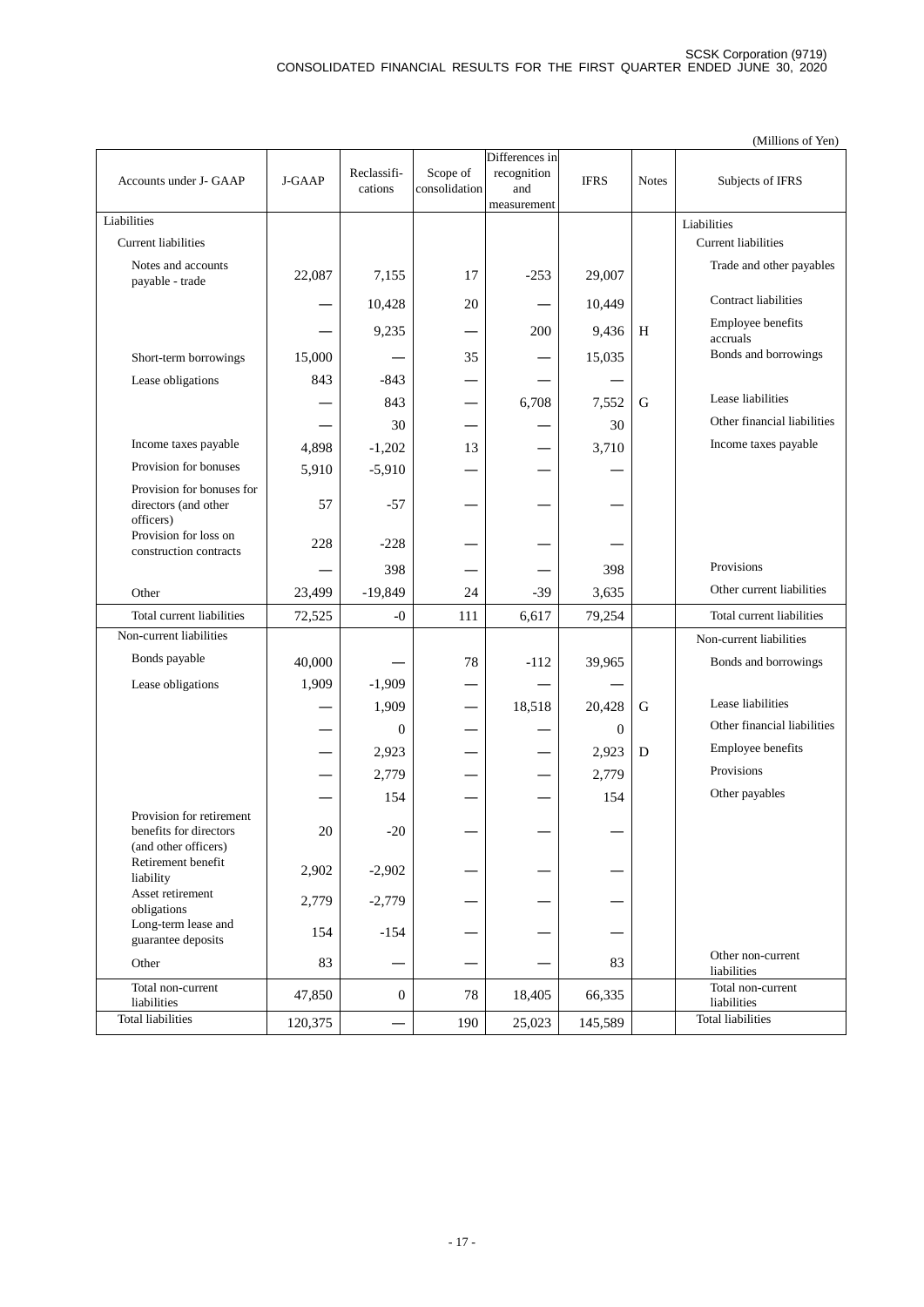(Millions of Yen)

| Accounts under J- GAAP | J-GAAP | Reclassifi-cations | Scope of consolidation | Differences in recognition and measurement | IFRS | Notes | Subjects of IFRS |
|---|---|---|---|---|---|---|---|
| Liabilities | | | | | | | Liabilities |
| Current liabilities | | | | | | | Current liabilities |
| Notes and accounts payable - trade | 22,087 | 7,155 | 17 | -253 | 29,007 | | Trade and other payables |
| | — | 10,428 | 20 | — | 10,449 | | Contract liabilities |
| | — | 9,235 | — | 200 | 9,436 | H | Employee benefits accruals |
| Short-term borrowings | 15,000 | — | 35 | — | 15,035 | | Bonds and borrowings |
| Lease obligations | 843 | -843 | — | — | — | | |
| | — | 843 | — | 6,708 | 7,552 | G | Lease liabilities |
| | — | 30 | — | — | 30 | | Other financial liabilities |
| Income taxes payable | 4,898 | -1,202 | 13 | — | 3,710 | | Income taxes payable |
| Provision for bonuses | 5,910 | -5,910 | — | — | — | | |
| Provision for bonuses for directors (and other officers) | 57 | -57 | — | — | — | | |
| Provision for loss on construction contracts | 228 | -228 | — | — | — | | |
| | — | 398 | — | — | 398 | | Provisions |
| Other | 23,499 | -19,849 | 24 | -39 | 3,635 | | Other current liabilities |
| Total current liabilities | 72,525 | -0 | 111 | 6,617 | 79,254 | | Total current liabilities |
| Non-current liabilities | | | | | | | Non-current liabilities |
| Bonds payable | 40,000 | — | 78 | -112 | 39,965 | | Bonds and borrowings |
| Lease obligations | 1,909 | -1,909 | — | — | — | | |
| | — | 1,909 | — | 18,518 | 20,428 | G | Lease liabilities |
| | — | 0 | — | — | 0 | | Other financial liabilities |
| | — | 2,923 | — | — | 2,923 | D | Employee benefits |
| | — | 2,779 | — | — | 2,779 | | Provisions |
| | — | 154 | — | — | 154 | | Other payables |
| Provision for retirement benefits for directors (and other officers) | 20 | -20 | — | — | — | | |
| Retirement benefit liability | 2,902 | -2,902 | — | — | — | | |
| Asset retirement obligations | 2,779 | -2,779 | — | — | — | | |
| Long-term lease and guarantee deposits | 154 | -154 | — | — | — | | |
| Other | 83 | — | — | — | 83 | | Other non-current liabilities |
| Total non-current liabilities | 47,850 | 0 | 78 | 18,405 | 66,335 | | Total non-current liabilities |
| Total liabilities | 120,375 | — | 190 | 25,023 | 145,589 | | Total liabilities |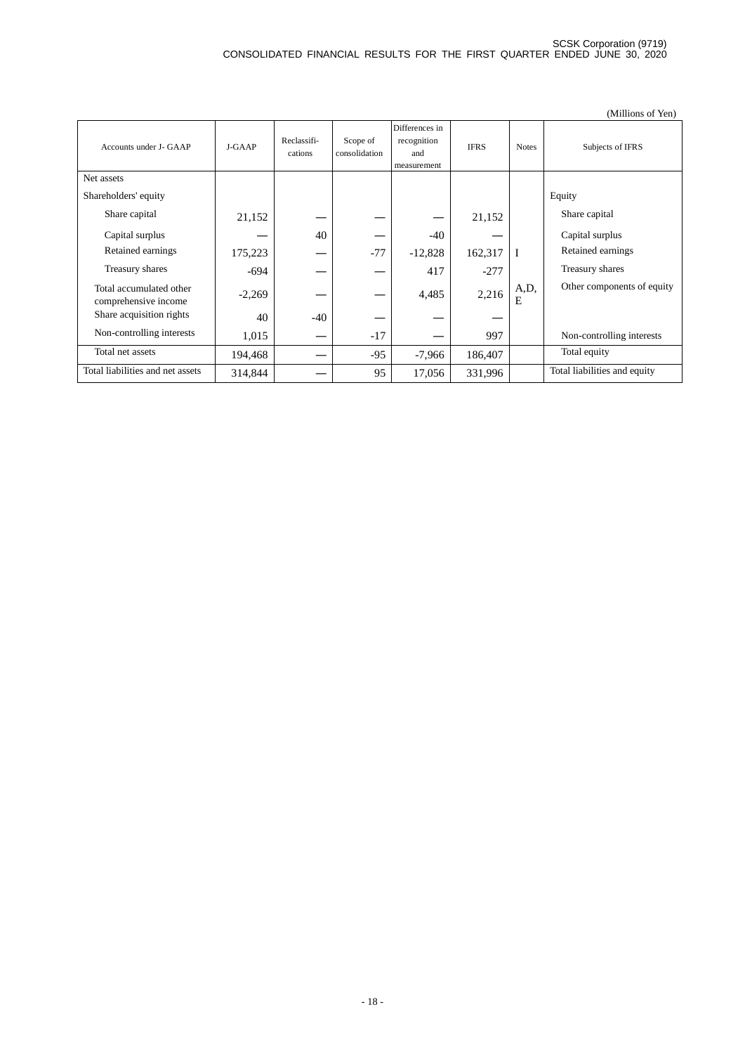(Millions of Yen)

| Accounts under J- GAAP | J-GAAP | Reclassifi-cations | Scope of consolidation | Differences in recognition and measurement | IFRS | Notes | Subjects of IFRS |
|---|---|---|---|---|---|---|---|
| Net assets | | | | | | | |
| Shareholders' equity | | | | | | | Equity |
| Share capital | 21,152 | — | — | — | 21,152 | | Share capital |
| Capital surplus | — | 40 | — | -40 | — | | Capital surplus |
| Retained earnings | 175,223 | — | -77 | -12,828 | 162,317 | I | Retained earnings |
| Treasury shares | -694 | — | — | 417 | -277 | | Treasury shares |
| Total accumulated other comprehensive income | -2,269 | — | — | 4,485 | 2,216 | A,D, E | Other components of equity |
| Share acquisition rights | 40 | -40 | — | — | — | | |
| Non-controlling interests | 1,015 | — | -17 | — | 997 | | Non-controlling interests |
| Total net assets | 194,468 | — | -95 | -7,966 | 186,407 | | Total equity |
| Total liabilities and net assets | 314,844 | — | 95 | 17,056 | 331,996 | | Total liabilities and equity |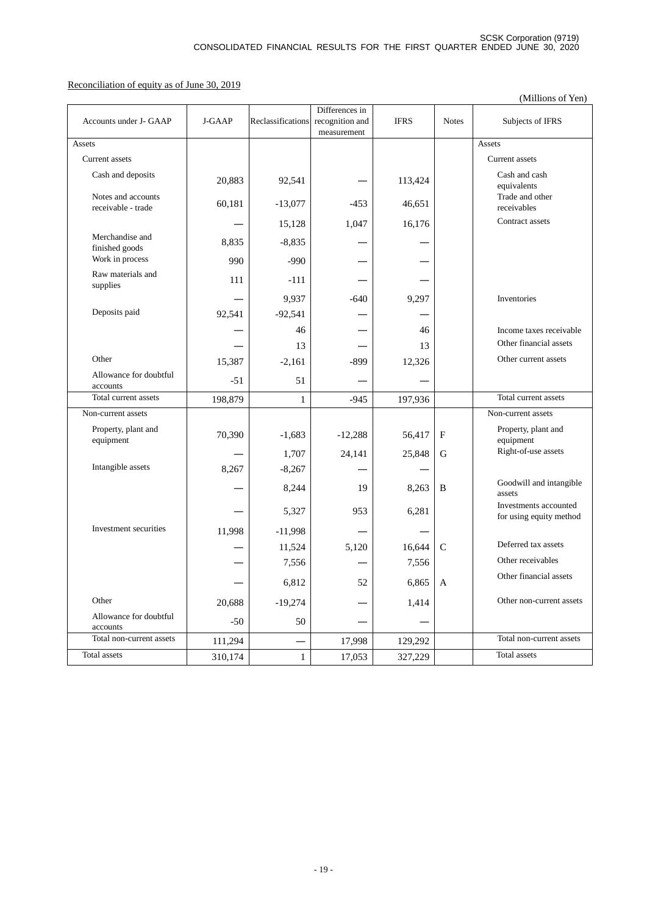Reconciliation of equity as of June 30, 2019

(Millions of Yen)

| Accounts under J- GAAP | J-GAAP | Reclassifications | Differences in recognition and measurement | IFRS | Notes | Subjects of IFRS |
|---|---|---|---|---|---|---|
| Assets | | | | | | Assets |
| Current assets | | | | | | Current assets |
| Cash and deposits | 20,883 | 92,541 | ― | 113,424 | | Cash and cash equivalents |
| Notes and accounts receivable - trade | 60,181 | -13,077 | -453 | 46,651 | | Trade and other receivables |
| | ― | 15,128 | 1,047 | 16,176 | | Contract assets |
| Merchandise and finished goods | 8,835 | -8,835 | ― | ― | | |
| Work in process | 990 | -990 | ― | ― | | |
| Raw materials and supplies | 111 | -111 | ― | ― | | |
| | ― | 9,937 | -640 | 9,297 | | Inventories |
| Deposits paid | 92,541 | -92,541 | ― | ― | | |
| | ― | 46 | ― | 46 | | Income taxes receivable |
| | ― | 13 | ― | 13 | | Other financial assets |
| Other | 15,387 | -2,161 | -899 | 12,326 | | Other current assets |
| Allowance for doubtful accounts | -51 | 51 | ― | ― | | |
| Total current assets | 198,879 | 1 | -945 | 197,936 | | Total current assets |
| Non-current assets | | | | | | Non-current assets |
| Property, plant and equipment | 70,390 | -1,683 | -12,288 | 56,417 | F | Property, plant and equipment |
| | ― | 1,707 | 24,141 | 25,848 | G | Right-of-use assets |
| Intangible assets | 8,267 | -8,267 | ― | ― | | |
| | ― | 8,244 | 19 | 8,263 | B | Goodwill and intangible assets |
| | ― | 5,327 | 953 | 6,281 | | Investments accounted for using equity method |
| Investment securities | 11,998 | -11,998 | ― | ― | | |
| | ― | 11,524 | 5,120 | 16,644 | C | Deferred tax assets |
| | ― | 7,556 | ― | 7,556 | | Other receivables |
| | ― | 6,812 | 52 | 6,865 | A | Other financial assets |
| Other | 20,688 | -19,274 | ― | 1,414 | | Other non-current assets |
| Allowance for doubtful accounts | -50 | 50 | ― | ― | | |
| Total non-current assets | 111,294 | ― | 17,998 | 129,292 | | Total non-current assets |
| Total assets | 310,174 | 1 | 17,053 | 327,229 | | Total assets |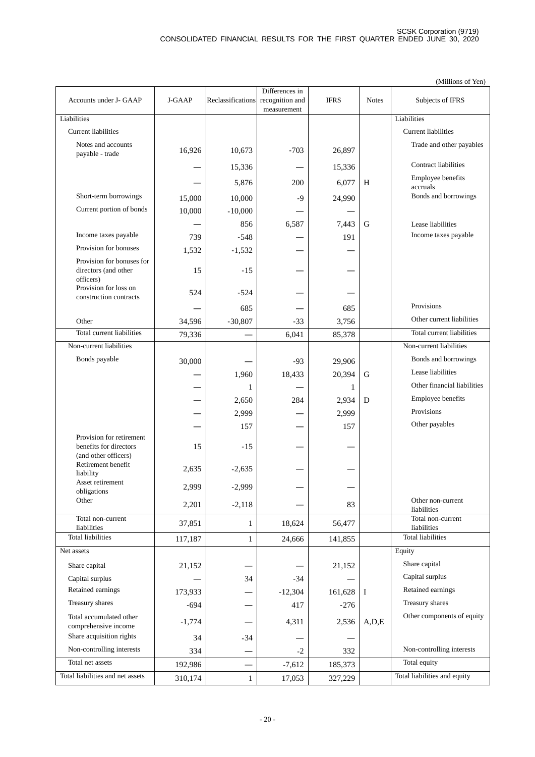(Millions of Yen)

| Accounts under J- GAAP | J-GAAP | Reclassifications | Differences in recognition and measurement | IFRS | Notes | Subjects of IFRS |
|---|---|---|---|---|---|---|
| Liabilities | | | | | | Liabilities |
| Current liabilities | | | | | | Current liabilities |
| Notes and accounts payable - trade | 16,926 | 10,673 | -703 | 26,897 | | Trade and other payables |
| | ― | 15,336 | ― | 15,336 | | Contract liabilities |
| | ― | 5,876 | 200 | 6,077 | H | Employee benefits accruals |
| Short-term borrowings | 15,000 | 10,000 | -9 | 24,990 | | Bonds and borrowings |
| Current portion of bonds | 10,000 | -10,000 | ― | ― | | |
| | ― | 856 | 6,587 | 7,443 | G | Lease liabilities |
| Income taxes payable | 739 | -548 | ― | 191 | | Income taxes payable |
| Provision for bonuses | 1,532 | -1,532 | ― | ― | | |
| Provision for bonuses for directors (and other officers) | 15 | -15 | ― | ― | | |
| Provision for loss on construction contracts | 524 | -524 | ― | ― | | |
| | ― | 685 | ― | 685 | | Provisions |
| Other | 34,596 | -30,807 | -33 | 3,756 | | Other current liabilities |
| Total current liabilities | 79,336 | ― | 6,041 | 85,378 | | Total current liabilities |
| Non-current liabilities | | | | | | Non-current liabilities |
| Bonds payable | 30,000 | ― | -93 | 29,906 | | Bonds and borrowings |
| | ― | 1,960 | 18,433 | 20,394 | G | Lease liabilities |
| | ― | 1 | ― | 1 | | Other financial liabilities |
| | ― | 2,650 | 284 | 2,934 | D | Employee benefits |
| | ― | 2,999 | ― | 2,999 | | Provisions |
| | ― | 157 | ― | 157 | | Other payables |
| Provision for retirement benefits for directors (and other officers) | 15 | -15 | ― | ― | | |
| Retirement benefit liability | 2,635 | -2,635 | ― | ― | | |
| Asset retirement obligations | 2,999 | -2,999 | ― | ― | | |
| Other | 2,201 | -2,118 | ― | 83 | | Other non-current liabilities |
| Total non-current liabilities | 37,851 | 1 | 18,624 | 56,477 | | Total non-current liabilities |
| Total liabilities | 117,187 | 1 | 24,666 | 141,855 | | Total liabilities |
| Net assets | | | | | | Equity |
| Share capital | 21,152 | ― | ― | 21,152 | | Share capital |
| Capital surplus | ― | 34 | -34 | ― | | Capital surplus |
| Retained earnings | 173,933 | ― | -12,304 | 161,628 | I | Retained earnings |
| Treasury shares | -694 | ― | 417 | -276 | | Treasury shares |
| Total accumulated other comprehensive income | -1,774 | ― | 4,311 | 2,536 | A,D,E | Other components of equity |
| Share acquisition rights | 34 | -34 | ― | ― | | |
| Non-controlling interests | 334 | ― | -2 | 332 | | Non-controlling interests |
| Total net assets | 192,986 | ― | -7,612 | 185,373 | | Total equity |
| Total liabilities and net assets | 310,174 | 1 | 17,053 | 327,229 | | Total liabilities and equity |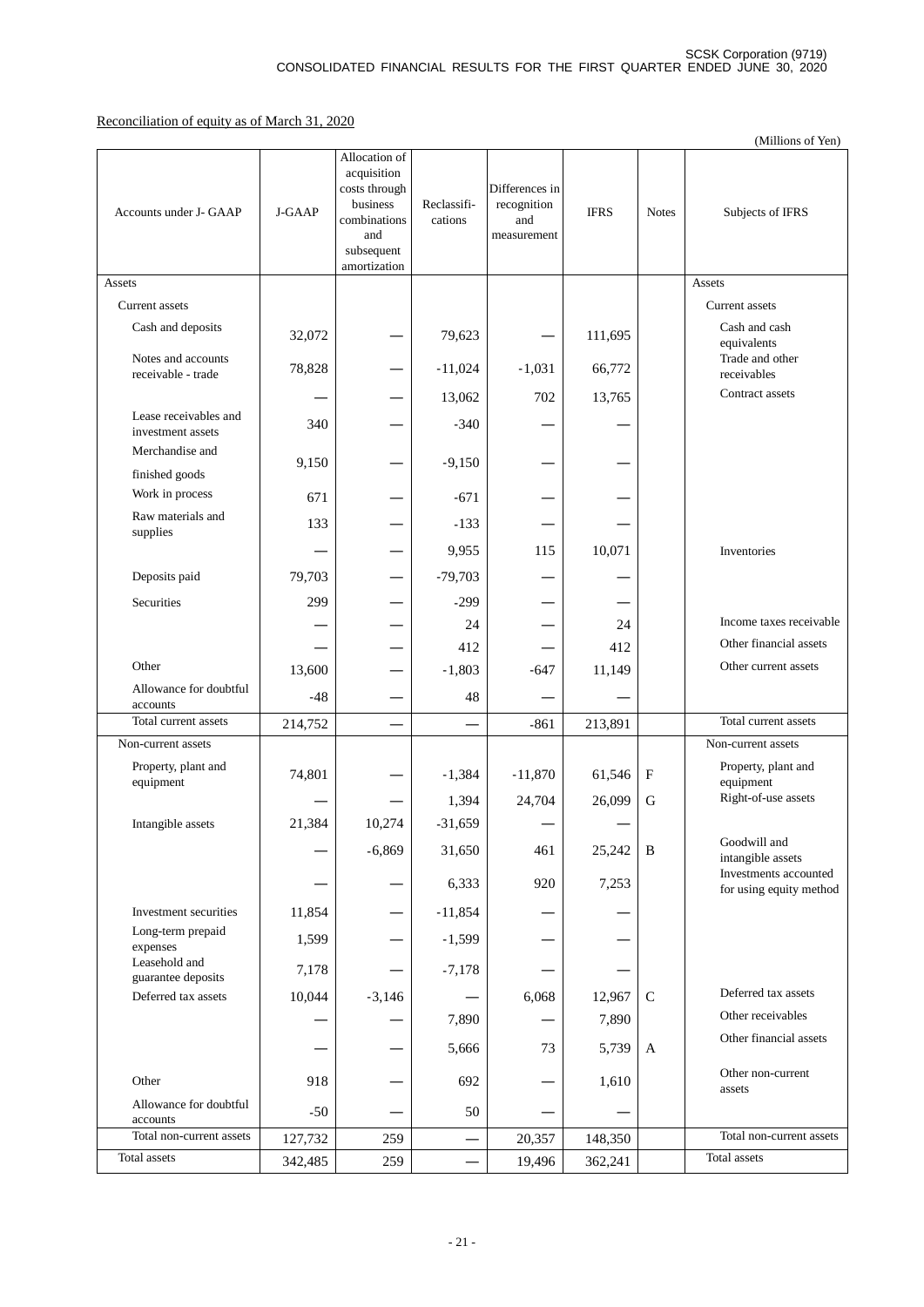Reconciliation of equity as of March 31, 2020

(Millions of Yen)

| Accounts under J- GAAP | J-GAAP | Allocation of acquisition costs through business combinations and subsequent amortization | Reclassifi-cations | Differences in recognition and measurement | IFRS | Notes | Subjects of IFRS |
|---|---|---|---|---|---|---|---|
| Assets | | | | | | | Assets |
| Current assets | | | | | | | Current assets |
| Cash and deposits | 32,072 | — | 79,623 | — | 111,695 | | Cash and cash equivalents |
| Notes and accounts receivable - trade | 78,828 | — | -11,024 | -1,031 | 66,772 | | Trade and other receivables |
| | — | — | 13,062 | 702 | 13,765 | | Contract assets |
| Lease receivables and investment assets | 340 | — | -340 | — | — | | |
| Merchandise and finished goods | 9,150 | — | -9,150 | — | — | | |
| Work in process | 671 | — | -671 | — | — | | |
| Raw materials and supplies | 133 | — | -133 | — | — | | |
| | — | — | 9,955 | 115 | 10,071 | | Inventories |
| Deposits paid | 79,703 | — | -79,703 | — | — | | |
| Securities | 299 | — | -299 | — | — | | |
| | — | — | 24 | — | 24 | | Income taxes receivable |
| | — | — | 412 | — | 412 | | Other financial assets |
| Other | 13,600 | — | -1,803 | -647 | 11,149 | | Other current assets |
| Allowance for doubtful accounts | -48 | — | 48 | — | — | | |
| Total current assets | 214,752 | — | — | -861 | 213,891 | | Total current assets |
| Non-current assets | | | | | | | Non-current assets |
| Property, plant and equipment | 74,801 | — | -1,384 | -11,870 | 61,546 | F | Property, plant and equipment |
| | — | — | 1,394 | 24,704 | 26,099 | G | Right-of-use assets |
| Intangible assets | 21,384 | 10,274 | -31,659 | — | — | | |
| | — | -6,869 | 31,650 | 461 | 25,242 | B | Goodwill and intangible assets |
| | — | — | 6,333 | 920 | 7,253 | | Investments accounted for using equity method |
| Investment securities | 11,854 | — | -11,854 | — | — | | |
| Long-term prepaid expenses | 1,599 | — | -1,599 | — | — | | |
| Leasehold and guarantee deposits | 7,178 | — | -7,178 | — | — | | |
| Deferred tax assets | 10,044 | -3,146 | — | 6,068 | 12,967 | C | Deferred tax assets |
| | — | — | 7,890 | — | 7,890 | | Other receivables |
| | — | — | 5,666 | 73 | 5,739 | A | Other financial assets |
| Other | 918 | — | 692 | — | 1,610 | | Other non-current assets |
| Allowance for doubtful accounts | -50 | — | 50 | — | — | | |
| Total non-current assets | 127,732 | 259 | — | 20,357 | 148,350 | | Total non-current assets |
| Total assets | 342,485 | 259 | — | 19,496 | 362,241 | | Total assets |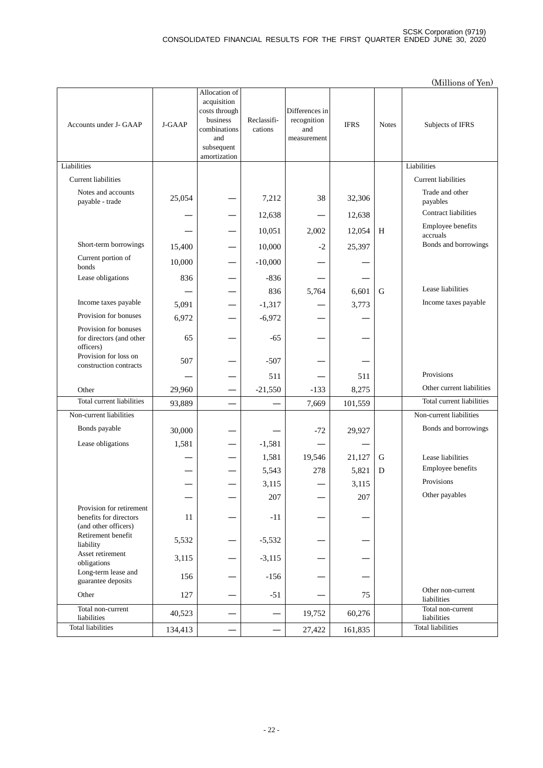(Millions of Yen)

| Accounts under J- GAAP | J-GAAP | Allocation of acquisition costs through business combinations and subsequent amortization | Reclassifi-cations | Differences in recognition and measurement | IFRS | Notes | Subjects of IFRS |
|---|---|---|---|---|---|---|---|
| Liabilities | | | | | | | Liabilities |
| Current liabilities | | | | | | | Current liabilities |
| Notes and accounts payable - trade | 25,054 | ― | 7,212 | 38 | 32,306 | | Trade and other payables |
| | ― | ― | 12,638 | ― | 12,638 | | Contract liabilities |
| | ― | ― | 10,051 | 2,002 | 12,054 | H | Employee benefits accruals |
| Short-term borrowings | 15,400 | ― | 10,000 | -2 | 25,397 | | Bonds and borrowings |
| Current portion of bonds | 10,000 | ― | -10,000 | ― | ― | | |
| Lease obligations | 836 | ― | -836 | ― | ― | | |
| | ― | ― | 836 | 5,764 | 6,601 | G | Lease liabilities |
| Income taxes payable | 5,091 | ― | -1,317 | ― | 3,773 | | Income taxes payable |
| Provision for bonuses | 6,972 | ― | -6,972 | ― | ― | | |
| Provision for bonuses for directors (and other officers) | 65 | ― | -65 | ― | ― | | |
| Provision for loss on construction contracts | 507 | ― | -507 | ― | ― | | |
| | ― | ― | 511 | ― | 511 | | Provisions |
| Other | 29,960 | ― | -21,550 | -133 | 8,275 | | Other current liabilities |
| Total current liabilities | 93,889 | ― | ― | 7,669 | 101,559 | | Total current liabilities |
| Non-current liabilities | | | | | | | Non-current liabilities |
| Bonds payable | 30,000 | ― | ― | -72 | 29,927 | | Bonds and borrowings |
| Lease obligations | 1,581 | ― | -1,581 | ― | ― | | |
| | ― | ― | 1,581 | 19,546 | 21,127 | G | Lease liabilities |
| | ― | ― | 5,543 | 278 | 5,821 | D | Employee benefits |
| | ― | ― | 3,115 | ― | 3,115 | | Provisions |
| | ― | ― | 207 | ― | 207 | | Other payables |
| Provision for retirement benefits for directors (and other officers) | 11 | ― | -11 | ― | ― | | |
| Retirement benefit liability | 5,532 | ― | -5,532 | ― | ― | | |
| Asset retirement obligations | 3,115 | ― | -3,115 | ― | ― | | |
| Long-term lease and guarantee deposits | 156 | ― | -156 | ― | ― | | |
| Other | 127 | ― | -51 | ― | 75 | | Other non-current liabilities |
| Total non-current liabilities | 40,523 | ― | ― | 19,752 | 60,276 | | Total non-current liabilities |
| Total liabilities | 134,413 | ― | ― | 27,422 | 161,835 | | Total liabilities |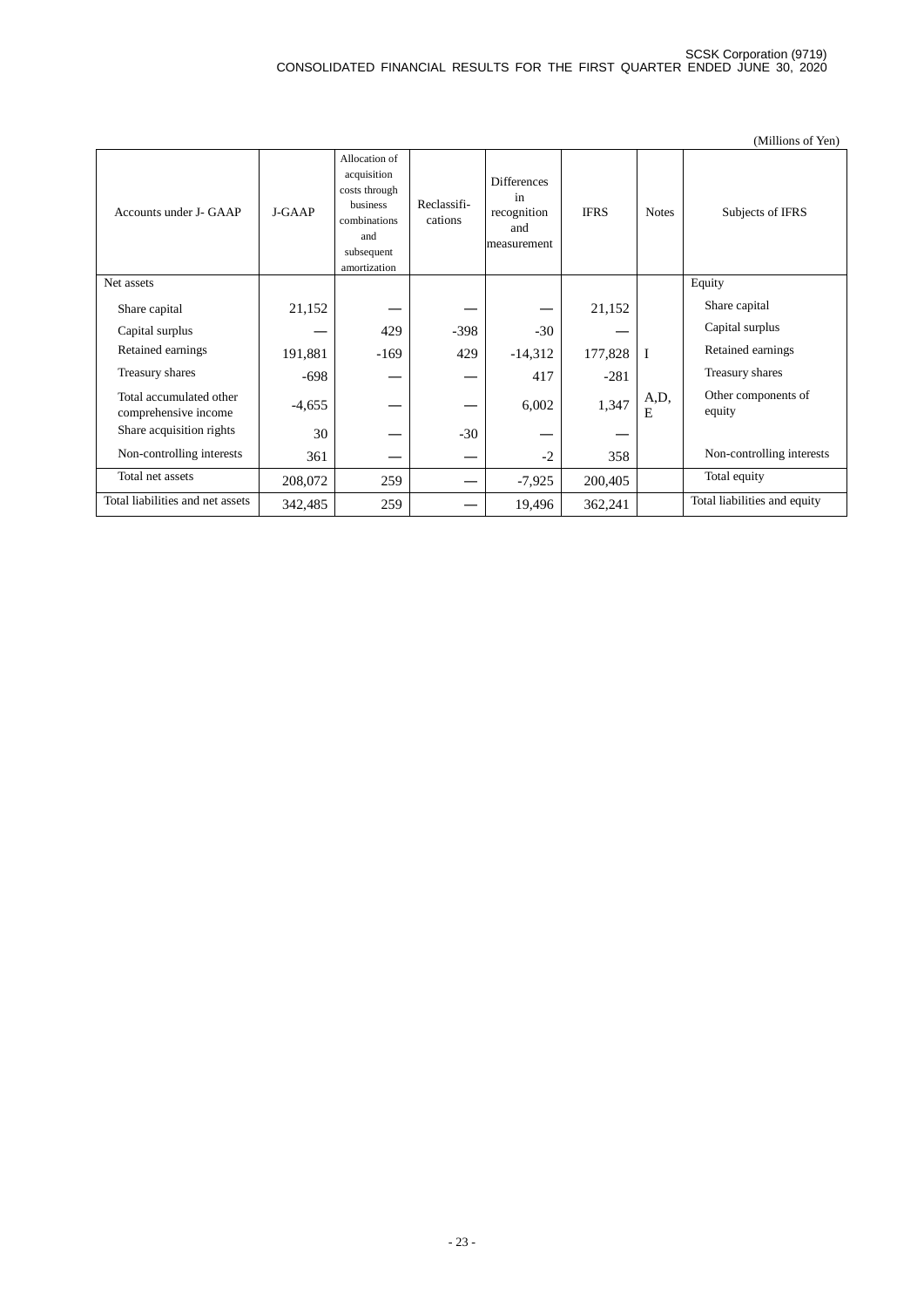(Millions of Yen)

| Accounts under J- GAAP | J-GAAP | Allocation of acquisition costs through business combinations and subsequent amortization | Reclassifi-cations | Differences in recognition and measurement | IFRS | Notes | Subjects of IFRS |
|---|---|---|---|---|---|---|---|
| Net assets | | | | | | | Equity |
| Share capital | 21,152 | — | — | — | 21,152 | | Share capital |
| Capital surplus | — | 429 | -398 | -30 | — | | Capital surplus |
| Retained earnings | 191,881 | -169 | 429 | -14,312 | 177,828 | I | Retained earnings |
| Treasury shares | -698 | — | — | 417 | -281 | | Treasury shares |
| Total accumulated other comprehensive income | -4,655 | — | — | 6,002 | 1,347 | A,D, E | Other components of equity |
| Share acquisition rights | 30 | — | -30 | — | — | | |
| Non-controlling interests | 361 | — | — | -2 | 358 | | Non-controlling interests |
| Total net assets | 208,072 | 259 | — | -7,925 | 200,405 | | Total equity |
| Total liabilities and net assets | 342,485 | 259 | — | 19,496 | 362,241 | | Total liabilities and equity |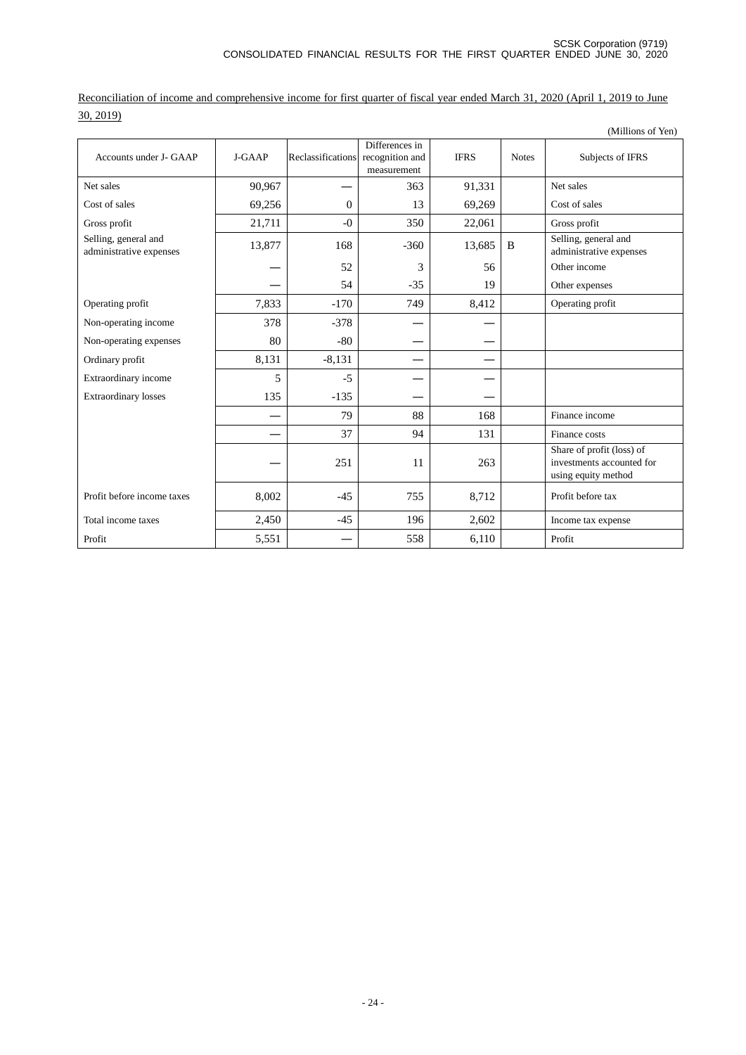Reconciliation of income and comprehensive income for first quarter of fiscal year ended March 31, 2020 (April 1, 2019 to June 30, 2019)

(Millions of Yen)

| Accounts under J- GAAP | J-GAAP | Reclassifications | Differences in recognition and measurement | IFRS | Notes | Subjects of IFRS |
|---|---|---|---|---|---|---|
| Net sales | 90,967 | — | 363 | 91,331 | | Net sales |
| Cost of sales | 69,256 | 0 | 13 | 69,269 | | Cost of sales |
| Gross profit | 21,711 | -0 | 350 | 22,061 | | Gross profit |
| Selling, general and administrative expenses | 13,877 | 168 | -360 | 13,685 | B | Selling, general and administrative expenses |
| | — | 52 | 3 | 56 | | Other income |
| | — | 54 | -35 | 19 | | Other expenses |
| Operating profit | 7,833 | -170 | 749 | 8,412 | | Operating profit |
| Non-operating income | 378 | -378 | — | — | | |
| Non-operating expenses | 80 | -80 | — | — | | |
| Ordinary profit | 8,131 | -8,131 | — | — | | |
| Extraordinary income | 5 | -5 | — | — | | |
| Extraordinary losses | 135 | -135 | — | — | | |
| | — | 79 | 88 | 168 | | Finance income |
| | — | 37 | 94 | 131 | | Finance costs |
| | — | 251 | 11 | 263 | | Share of profit (loss) of investments accounted for using equity method |
| Profit before income taxes | 8,002 | -45 | 755 | 8,712 | | Profit before tax |
| Total income taxes | 2,450 | -45 | 196 | 2,602 | | Income tax expense |
| Profit | 5,551 | — | 558 | 6,110 | | Profit |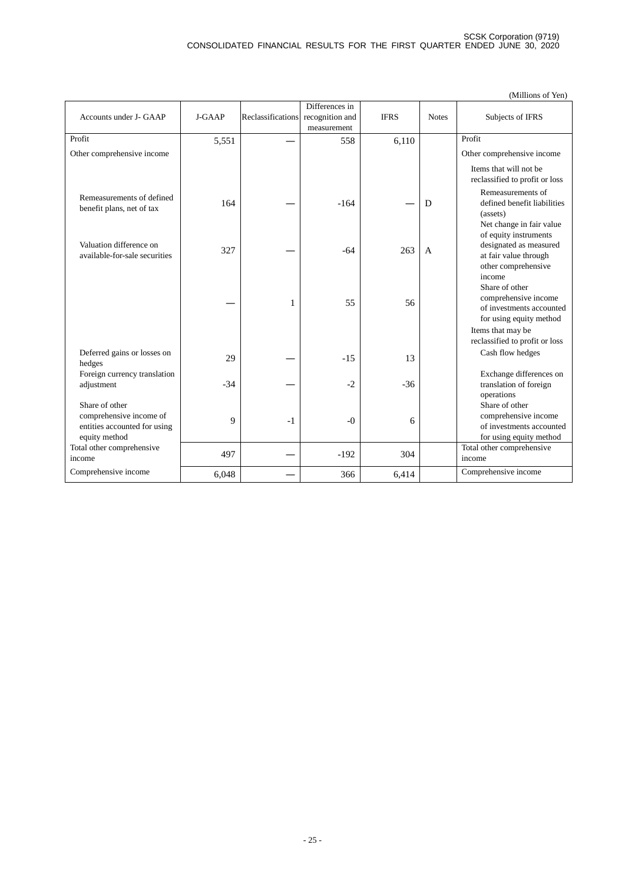(Millions of Yen)

| Accounts under J- GAAP | J-GAAP | Reclassifications | Differences in recognition and measurement | IFRS | Notes | Subjects of IFRS |
|---|---|---|---|---|---|---|
| Profit | 5,551 | — | 558 | 6,110 | | Profit |
| Other comprehensive income | | | | | | Other comprehensive income |
| | | | | | | Items that will not be reclassified to profit or loss |
| Remeasurements of defined benefit plans, net of tax | 164 | — | -164 | — | D | Remeasurements of defined benefit liabilities (assets) |
| Valuation difference on available-for-sale securities | 327 | — | -64 | 263 | A | Net change in fair value of equity instruments designated as measured at fair value through other comprehensive income |
| | — | 1 | 55 | 56 | | Share of other comprehensive income of investments accounted for using equity method |
| | | | | | | Items that may be reclassified to profit or loss |
| Deferred gains or losses on hedges | 29 | — | -15 | 13 | | Cash flow hedges |
| Foreign currency translation adjustment | -34 | — | -2 | -36 | | Exchange differences on translation of foreign operations |
| Share of other comprehensive income of entities accounted for using equity method | 9 | -1 | -0 | 6 | | Share of other comprehensive income of investments accounted for using equity method |
| Total other comprehensive income | 497 | — | -192 | 304 | | Total other comprehensive income |
| Comprehensive income | 6,048 | — | 366 | 6,414 | | Comprehensive income |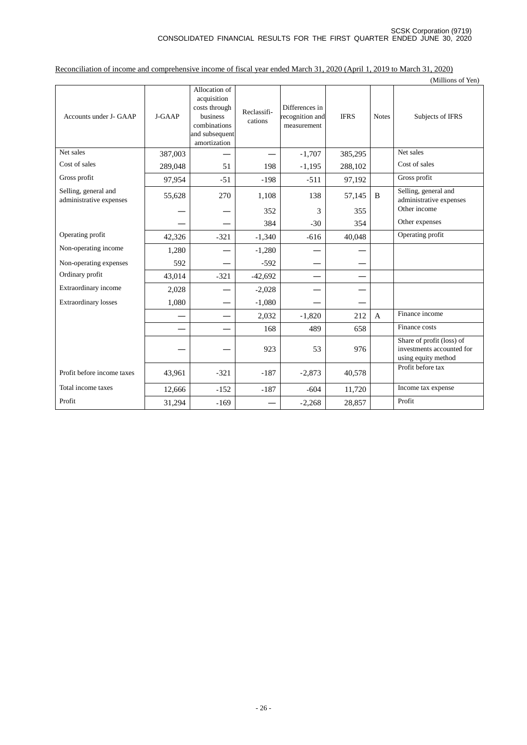Reconciliation of income and comprehensive income of fiscal year ended March 31, 2020 (April 1, 2019 to March 31, 2020)

(Millions of Yen)

| Accounts under J- GAAP | J-GAAP | Allocation of acquisition costs through business combinations and subsequent amortization | Reclassifi-cations | Differences in recognition and measurement | IFRS | Notes | Subjects of IFRS |
|---|---|---|---|---|---|---|---|
| Net sales | 387,003 | — | — | -1,707 | 385,295 | | Net sales |
| Cost of sales | 289,048 | 51 | 198 | -1,195 | 288,102 | | Cost of sales |
| Gross profit | 97,954 | -51 | -198 | -511 | 97,192 | | Gross profit |
| Selling, general and administrative expenses | 55,628 | 270 | 1,108 | 138 | 57,145 | B | Selling, general and administrative expenses |
| | — | — | 352 | 3 | 355 | | Other income |
| | — | — | 384 | -30 | 354 | | Other expenses |
| Operating profit | 42,326 | -321 | -1,340 | -616 | 40,048 | | Operating profit |
| Non-operating income | 1,280 | — | -1,280 | — | — | | |
| Non-operating expenses | 592 | — | -592 | — | — | | |
| Ordinary profit | 43,014 | -321 | -42,692 | — | — | | |
| Extraordinary income | 2,028 | — | -2,028 | — | — | | |
| Extraordinary losses | 1,080 | — | -1,080 | — | — | | |
| | — | — | 2,032 | -1,820 | 212 | A | Finance income |
| | — | — | 168 | 489 | 658 | | Finance costs |
| | — | — | 923 | 53 | 976 | | Share of profit (loss) of investments accounted for using equity method |
| Profit before income taxes | 43,961 | -321 | -187 | -2,873 | 40,578 | | Profit before tax |
| Total income taxes | 12,666 | -152 | -187 | -604 | 11,720 | | Income tax expense |
| Profit | 31,294 | -169 | — | -2,268 | 28,857 | | Profit |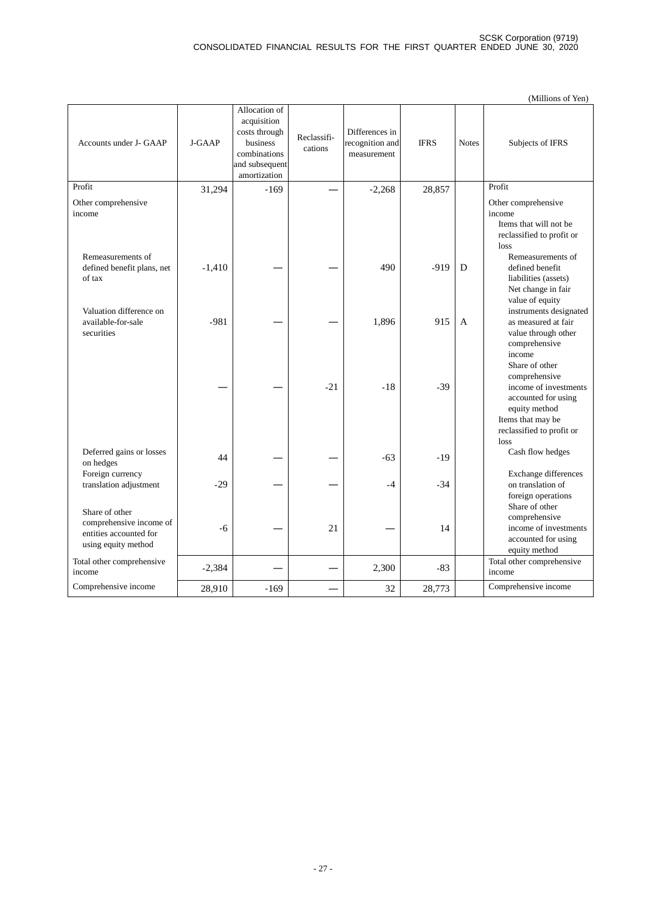(Millions of Yen)

| Accounts under J- GAAP | J-GAAP | Allocation of acquisition costs through business combinations and subsequent amortization | Reclassifi-cations | Differences in recognition and measurement | IFRS | Notes | Subjects of IFRS |
|---|---|---|---|---|---|---|---|
| Profit | 31,294 | -169 | — | -2,268 | 28,857 | | Profit |
| Other comprehensive income | | | | | | | Other comprehensive income |
| | | | | | | | Items that will not be reclassified to profit or loss |
| Remeasurements of defined benefit plans, net of tax | -1,410 | — | — | 490 | -919 | D | Remeasurements of defined benefit liabilities (assets) |
| Valuation difference on available-for-sale securities | -981 | — | — | 1,896 | 915 | A | Net change in fair value of equity instruments designated as measured at fair value through other comprehensive income |
| | — | — | -21 | -18 | -39 | | Share of other comprehensive income of investments accounted for using equity method |
| | | | | | | | Items that may be reclassified to profit or loss |
| Deferred gains or losses on hedges | 44 | — | — | -63 | -19 | | Cash flow hedges |
| Foreign currency translation adjustment | -29 | — | — | -4 | -34 | | Exchange differences on translation of foreign operations |
| Share of other comprehensive income of entities accounted for using equity method | -6 | — | 21 | — | 14 | | Share of other comprehensive income of investments accounted for using equity method |
| Total other comprehensive income | -2,384 | — | — | 2,300 | -83 | | Total other comprehensive income |
| Comprehensive income | 28,910 | -169 | — | 32 | 28,773 | | Comprehensive income |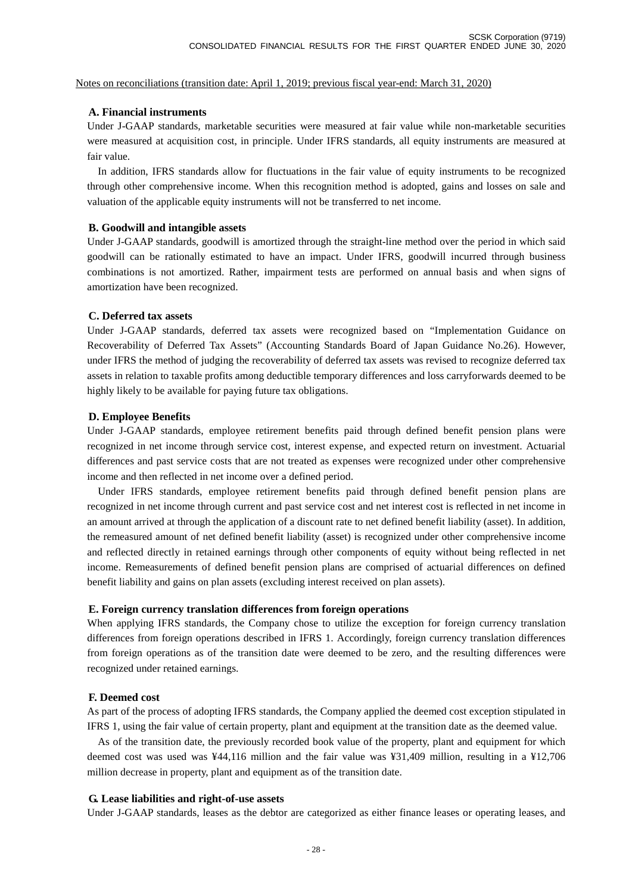Notes on reconciliations (transition date: April 1, 2019; previous fiscal year-end: March 31, 2020)

### A. Financial instruments

Under J-GAAP standards, marketable securities were measured at fair value while non-marketable securities were measured at acquisition cost, in principle. Under IFRS standards, all equity instruments are measured at fair value.

In addition, IFRS standards allow for fluctuations in the fair value of equity instruments to be recognized through other comprehensive income. When this recognition method is adopted, gains and losses on sale and valuation of the applicable equity instruments will not be transferred to net income.

### B. Goodwill and intangible assets

Under J-GAAP standards, goodwill is amortized through the straight-line method over the period in which said goodwill can be rationally estimated to have an impact. Under IFRS, goodwill incurred through business combinations is not amortized. Rather, impairment tests are performed on annual basis and when signs of amortization have been recognized.

### C. Deferred tax assets

Under J-GAAP standards, deferred tax assets were recognized based on "Implementation Guidance on Recoverability of Deferred Tax Assets" (Accounting Standards Board of Japan Guidance No.26). However, under IFRS the method of judging the recoverability of deferred tax assets was revised to recognize deferred tax assets in relation to taxable profits among deductible temporary differences and loss carryforwards deemed to be highly likely to be available for paying future tax obligations.

### D. Employee Benefits

Under J-GAAP standards, employee retirement benefits paid through defined benefit pension plans were recognized in net income through service cost, interest expense, and expected return on investment. Actuarial differences and past service costs that are not treated as expenses were recognized under other comprehensive income and then reflected in net income over a defined period.

Under IFRS standards, employee retirement benefits paid through defined benefit pension plans are recognized in net income through current and past service cost and net interest cost is reflected in net income in an amount arrived at through the application of a discount rate to net defined benefit liability (asset). In addition, the remeasured amount of net defined benefit liability (asset) is recognized under other comprehensive income and reflected directly in retained earnings through other components of equity without being reflected in net income. Remeasurements of defined benefit pension plans are comprised of actuarial differences on defined benefit liability and gains on plan assets (excluding interest received on plan assets).

### E. Foreign currency translation differences from foreign operations

When applying IFRS standards, the Company chose to utilize the exception for foreign currency translation differences from foreign operations described in IFRS 1. Accordingly, foreign currency translation differences from foreign operations as of the transition date were deemed to be zero, and the resulting differences were recognized under retained earnings.

### F. Deemed cost

As part of the process of adopting IFRS standards, the Company applied the deemed cost exception stipulated in IFRS 1, using the fair value of certain property, plant and equipment at the transition date as the deemed value.

As of the transition date, the previously recorded book value of the property, plant and equipment for which deemed cost was used was ¥44,116 million and the fair value was ¥31,409 million, resulting in a ¥12,706 million decrease in property, plant and equipment as of the transition date.

### G. Lease liabilities and right-of-use assets

Under J-GAAP standards, leases as the debtor are categorized as either finance leases or operating leases, and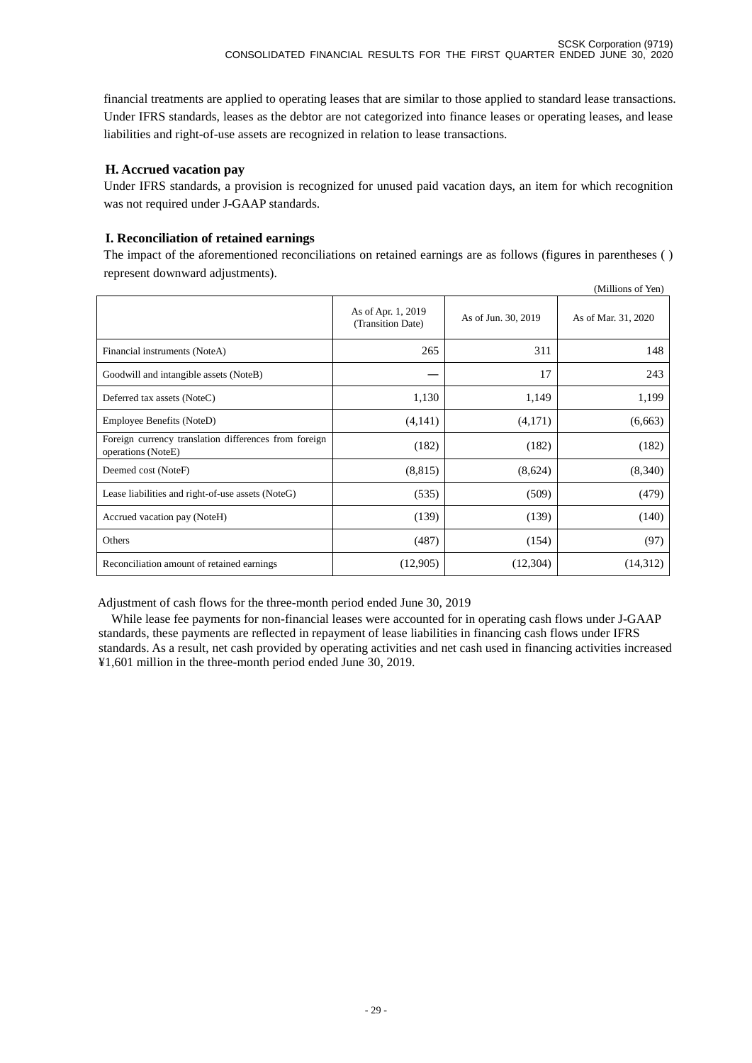financial treatments are applied to operating leases that are similar to those applied to standard lease transactions. Under IFRS standards, leases as the debtor are not categorized into finance leases or operating leases, and lease liabilities and right-of-use assets are recognized in relation to lease transactions.

### H. Accrued vacation pay

Under IFRS standards, a provision is recognized for unused paid vacation days, an item for which recognition was not required under J-GAAP standards.

### I. Reconciliation of retained earnings

The impact of the aforementioned reconciliations on retained earnings are as follows (figures in parentheses ( ) represent downward adjustments).

(Millions of Yen)

| | As of Apr. 1, 2019 (Transition Date) | As of Jun. 30, 2019 | As of Mar. 31, 2020 |
|---|---|---|---|
| Financial instruments (NoteA) | 265 | 311 | 148 |
| Goodwill and intangible assets (NoteB) | — | 17 | 243 |
| Deferred tax assets (NoteC) | 1,130 | 1,149 | 1,199 |
| Employee Benefits (NoteD) | (4,141) | (4,171) | (6,663) |
| Foreign currency translation differences from foreign operations (NoteE) | (182) | (182) | (182) |
| Deemed cost (NoteF) | (8,815) | (8,624) | (8,340) |
| Lease liabilities and right-of-use assets (NoteG) | (535) | (509) | (479) |
| Accrued vacation pay (NoteH) | (139) | (139) | (140) |
| Others | (487) | (154) | (97) |
| Reconciliation amount of retained earnings | (12,905) | (12,304) | (14,312) |

Adjustment of cash flows for the three-month period ended June 30, 2019

While lease fee payments for non-financial leases were accounted for in operating cash flows under J-GAAP standards, these payments are reflected in repayment of lease liabilities in financing cash flows under IFRS standards. As a result, net cash provided by operating activities and net cash used in financing activities increased ¥1,601 million in the three-month period ended June 30, 2019.